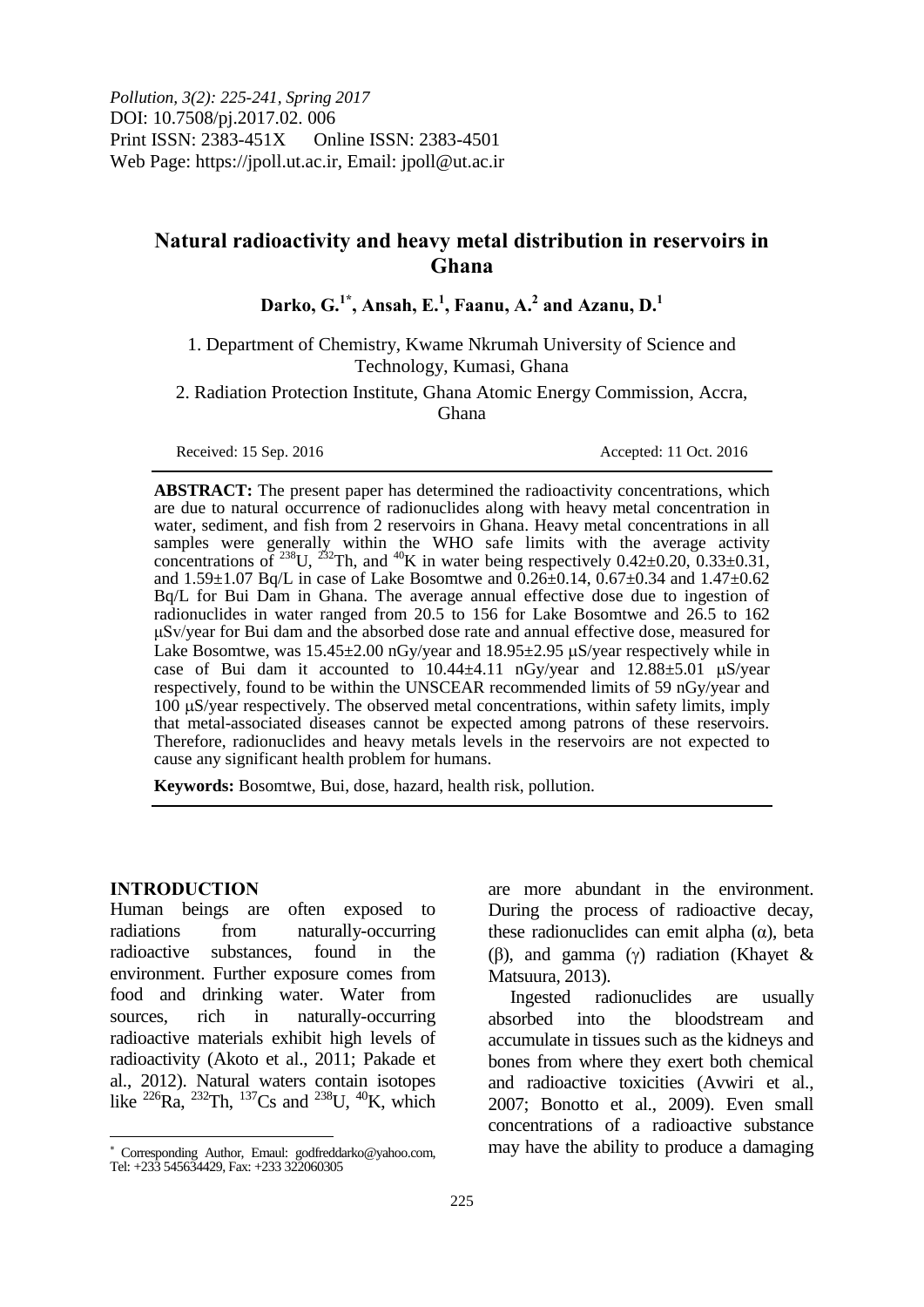*Pollution, 3(2): 225-241, Spring 2017*
DOI: 10.7508/pj.2017.02. 006
Print ISSN: 2383-451X Online ISSN: 2383-4501
Web Page: https://jpoll.ut.ac.ir, Email: jpoll@ut.ac.ir

# Natural radioactivity and heavy metal distribution in reservoirs in Ghana

**Darko, G.[1*], Ansah, E.[1], Faanu, A.[2] and Azanu, D.[1]**

1. Department of Chemistry, Kwame Nkrumah University of Science and Technology, Kumasi, Ghana

2. Radiation Protection Institute, Ghana Atomic Energy Commission, Accra, Ghana

Received: 15 Sep. 2016 Accepted: 11 Oct. 2016

**ABSTRACT:** The present paper has determined the radioactivity concentrations, which are due to natural occurrence of radionuclides along with heavy metal concentration in water, sediment, and fish from 2 reservoirs in Ghana. Heavy metal concentrations in all samples were generally within the WHO safe limits with the average activity concentrations of $^{238}U$, $^{232}Th$, and $^{40}K$ in water being respectively 0.42±0.20, 0.33±0.31, and 1.59±1.07 Bq/L in case of Lake Bosomtwe and 0.26±0.14, 0.67±0.34 and 1.47±0.62 Bq/L for Bui Dam in Ghana. The average annual effective dose due to ingestion of radionuclides in water ranged from 20.5 to 156 for Lake Bosomtwe and 26.5 to 162 μSv/year for Bui dam and the absorbed dose rate and annual effective dose, measured for Lake Bosomtwe, was 15.45±2.00 nGy/year and 18.95±2.95 μS/year respectively while in case of Bui dam it accounted to 10.44±4.11 nGy/year and 12.88±5.01 μS/year respectively, found to be within the UNSCEAR recommended limits of 59 nGy/year and 100 μS/year respectively. The observed metal concentrations, within safety limits, imply that metal-associated diseases cannot be expected among patrons of these reservoirs. Therefore, radionuclides and heavy metals levels in the reservoirs are not expected to cause any significant health problem for humans.

**Keywords:** Bosomtwe, Bui, dose, hazard, health risk, pollution.

## INTRODUCTION

Human beings are often exposed to radiations from naturally-occurring radioactive substances, found in the environment. Further exposure comes from food and drinking water. Water from sources, rich in naturally-occurring radioactive materials exhibit high levels of radioactivity (Akoto et al., 2011; Pakade et al., 2012). Natural waters contain isotopes like $^{226}Ra$, $^{232}Th$, $^{137}Cs$ and $^{238}U$, $^{40}K$, which are more abundant in the environment. During the process of radioactive decay, these radionuclides can emit alpha (α), beta (β), and gamma (γ) radiation (Khayet & Matsuura, 2013).

Ingested radionuclides are usually absorbed into the bloodstream and accumulate in tissues such as the kidneys and bones from where they exert both chemical and radioactive toxicities (Avwiri et al., 2007; Bonotto et al., 2009). Even small concentrations of a radioactive substance may have the ability to produce a damaging

* Corresponding Author, Emaul: godfreddarko@yahoo.com, Tel: +233 545634429, Fax: +233 322060305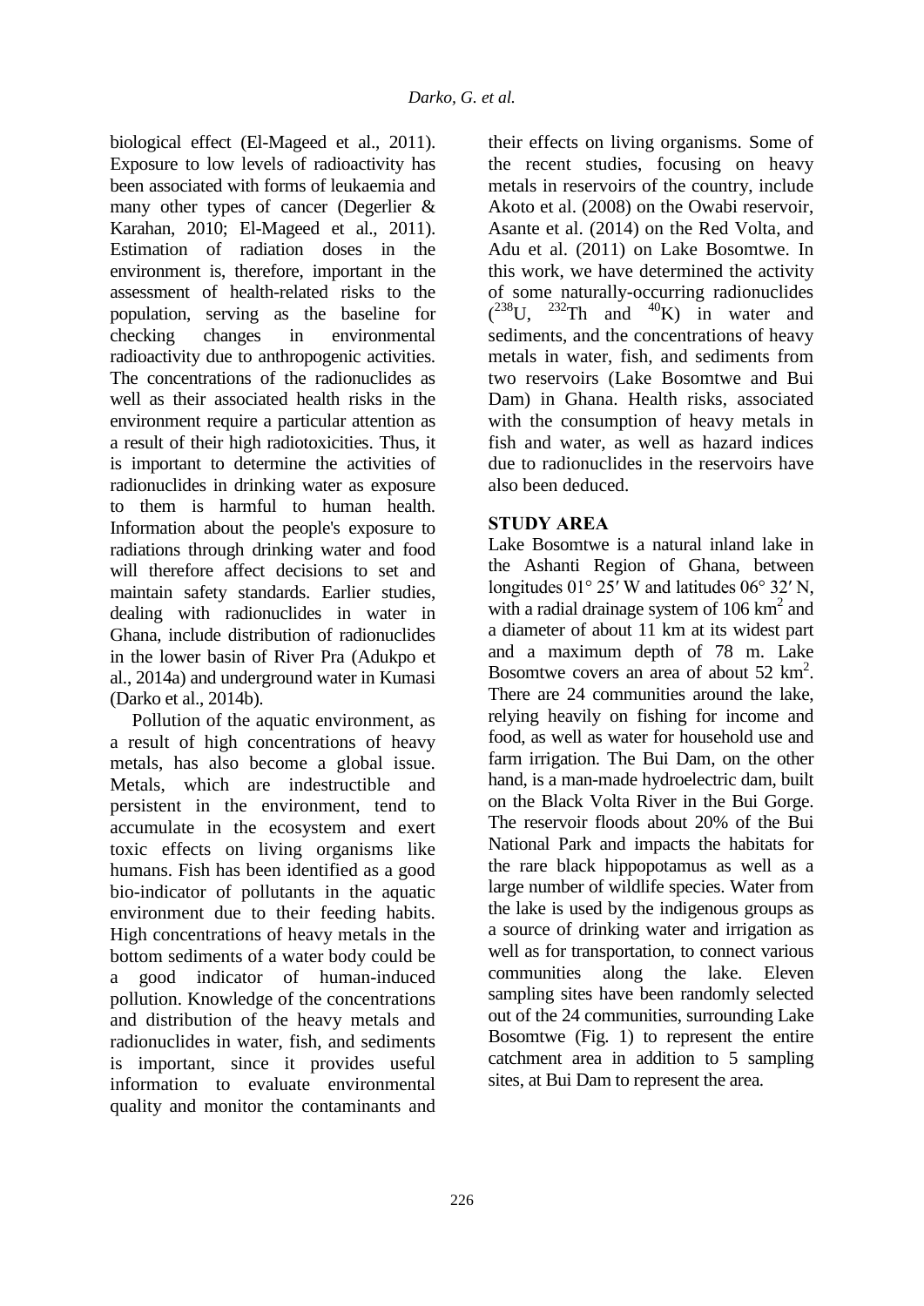biological effect (El-Mageed et al., 2011). Exposure to low levels of radioactivity has been associated with forms of leukaemia and many other types of cancer (Degerlier & Karahan, 2010; El-Mageed et al., 2011). Estimation of radiation doses in the environment is, therefore, important in the assessment of health-related risks to the population, serving as the baseline for checking changes in environmental radioactivity due to anthropogenic activities. The concentrations of the radionuclides as well as their associated health risks in the environment require a particular attention as a result of their high radiotoxicities. Thus, it is important to determine the activities of radionuclides in drinking water as exposure to them is harmful to human health. Information about the people's exposure to radiations through drinking water and food will therefore affect decisions to set and maintain safety standards. Earlier studies, dealing with radionuclides in water in Ghana, include distribution of radionuclides in the lower basin of River Pra (Adukpo et al., 2014a) and underground water in Kumasi (Darko et al., 2014b).

Pollution of the aquatic environment, as a result of high concentrations of heavy metals, has also become a global issue. Metals, which are indestructible and persistent in the environment, tend to accumulate in the ecosystem and exert toxic effects on living organisms like humans. Fish has been identified as a good bio-indicator of pollutants in the aquatic environment due to their feeding habits. High concentrations of heavy metals in the bottom sediments of a water body could be a good indicator of human-induced pollution. Knowledge of the concentrations and distribution of the heavy metals and radionuclides in water, fish, and sediments is important, since it provides useful information to evaluate environmental quality and monitor the contaminants and their effects on living organisms. Some of the recent studies, focusing on heavy metals in reservoirs of the country, include Akoto et al. (2008) on the Owabi reservoir, Asante et al. (2014) on the Red Volta, and Adu et al. (2011) on Lake Bosomtwe. In this work, we have determined the activity of some naturally-occurring radionuclides ($^{238}$U, $^{232}$Th and $^{40}$K) in water and sediments, and the concentrations of heavy metals in water, fish, and sediments from two reservoirs (Lake Bosomtwe and Bui Dam) in Ghana. Health risks, associated with the consumption of heavy metals in fish and water, as well as hazard indices due to radionuclides in the reservoirs have also been deduced.

## STUDY AREA

Lake Bosomtwe is a natural inland lake in the Ashanti Region of Ghana, between longitudes 01° 25′ W and latitudes 06° 32′ N, with a radial drainage system of 106 km$^2$ and a diameter of about 11 km at its widest part and a maximum depth of 78 m. Lake Bosomtwe covers an area of about 52 km$^2$. There are 24 communities around the lake, relying heavily on fishing for income and food, as well as water for household use and farm irrigation. The Bui Dam, on the other hand, is a man-made hydroelectric dam, built on the Black Volta River in the Bui Gorge. The reservoir floods about 20% of the Bui National Park and impacts the habitats for the rare black hippopotamus as well as a large number of wildlife species. Water from the lake is used by the indigenous groups as a source of drinking water and irrigation as well as for transportation, to connect various communities along the lake. Eleven sampling sites have been randomly selected out of the 24 communities, surrounding Lake Bosomtwe (Fig. 1) to represent the entire catchment area in addition to 5 sampling sites, at Bui Dam to represent the area.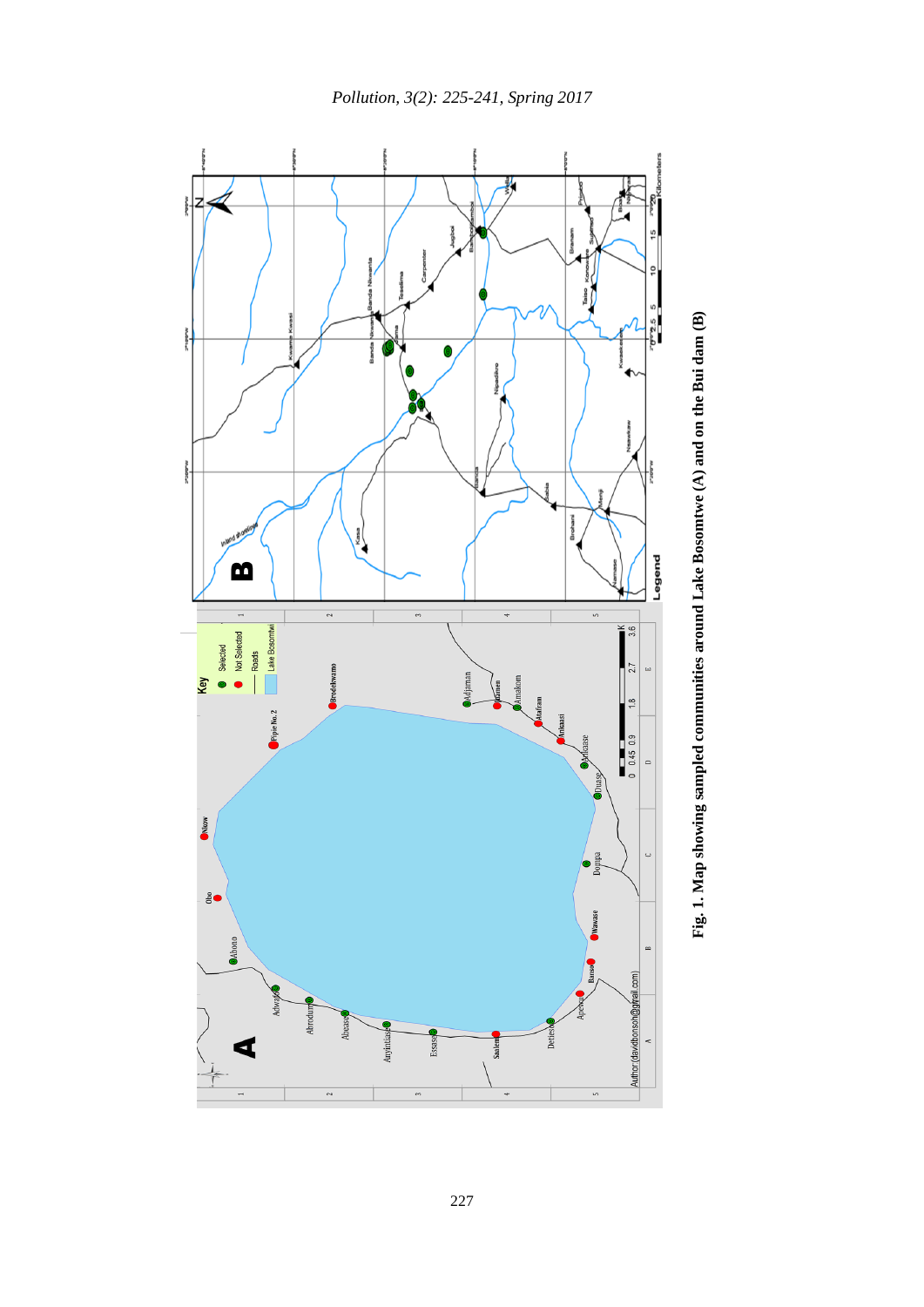Fig. 1. Map showing sampled communities around Lake Bosomtwe (A) and on the Bui dam (B)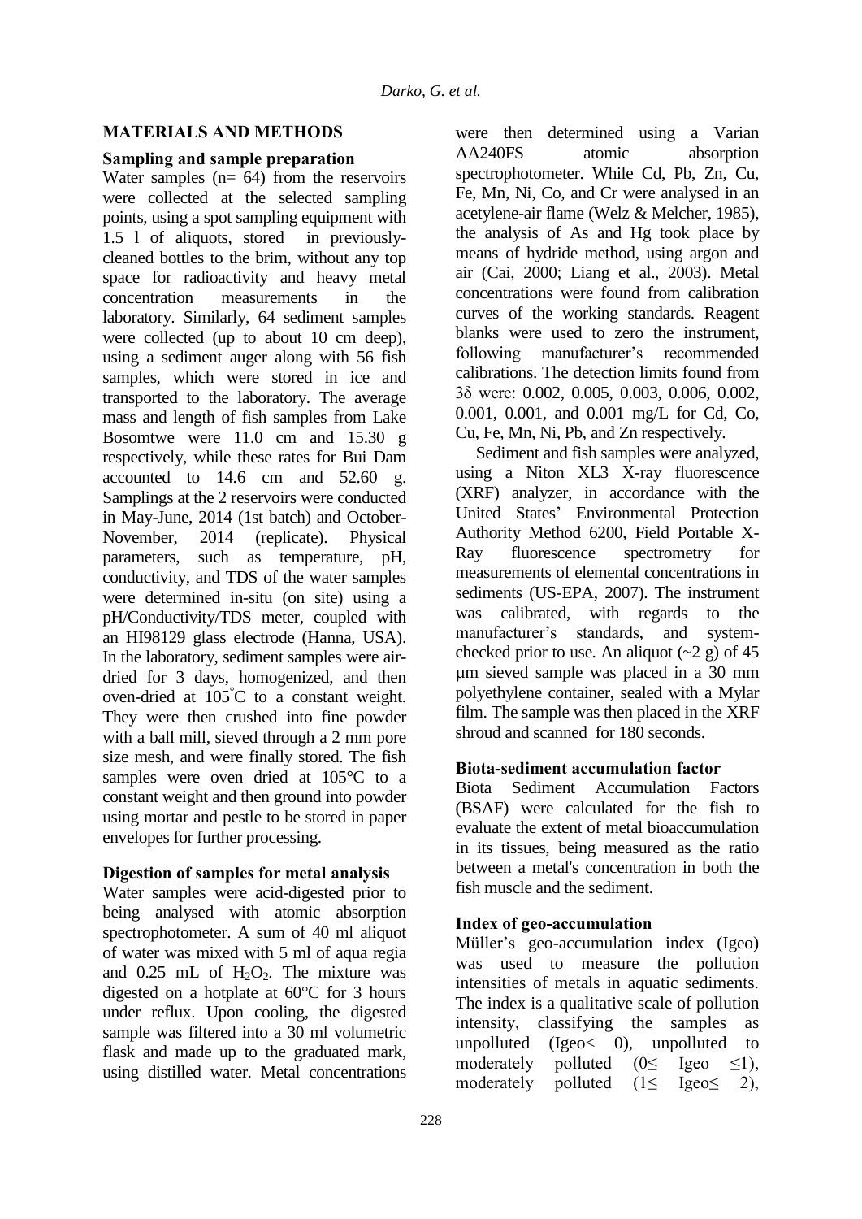## MATERIALS AND METHODS

### Sampling and sample preparation

Water samples (n= 64) from the reservoirs were collected at the selected sampling points, using a spot sampling equipment with 1.5 l of aliquots, stored in previously-cleaned bottles to the brim, without any top space for radioactivity and heavy metal concentration measurements in the laboratory. Similarly, 64 sediment samples were collected (up to about 10 cm deep), using a sediment auger along with 56 fish samples, which were stored in ice and transported to the laboratory. The average mass and length of fish samples from Lake Bosomtwe were 11.0 cm and 15.30 g respectively, while these rates for Bui Dam accounted to 14.6 cm and 52.60 g. Samplings at the 2 reservoirs were conducted in May-June, 2014 (1st batch) and October-November, 2014 (replicate). Physical parameters, such as temperature, pH, conductivity, and TDS of the water samples were determined in-situ (on site) using a pH/Conductivity/TDS meter, coupled with an HI98129 glass electrode (Hanna, USA). In the laboratory, sediment samples were air-dried for 3 days, homogenized, and then oven-dried at 105°C to a constant weight. They were then crushed into fine powder with a ball mill, sieved through a 2 mm pore size mesh, and were finally stored. The fish samples were oven dried at 105°C to a constant weight and then ground into powder using mortar and pestle to be stored in paper envelopes for further processing.

### Digestion of samples for metal analysis

Water samples were acid-digested prior to being analysed with atomic absorption spectrophotometer. A sum of 40 ml aliquot of water was mixed with 5 ml of aqua regia and 0.25 mL of $H_2O_2$. The mixture was digested on a hotplate at 60°C for 3 hours under reflux. Upon cooling, the digested sample was filtered into a 30 ml volumetric flask and made up to the graduated mark, using distilled water. Metal concentrations were then determined using a Varian AA240FS atomic absorption spectrophotometer. While Cd, Pb, Zn, Cu, Fe, Mn, Ni, Co, and Cr were analysed in an acetylene-air flame (Welz & Melcher, 1985), the analysis of As and Hg took place by means of hydride method, using argon and air (Cai, 2000; Liang et al., 2003). Metal concentrations were found from calibration curves of the working standards. Reagent blanks were used to zero the instrument, following manufacturer's recommended calibrations. The detection limits found from 3δ were: 0.002, 0.005, 0.003, 0.006, 0.002, 0.001, 0.001, and 0.001 mg/L for Cd, Co, Cu, Fe, Mn, Ni, Pb, and Zn respectively.

Sediment and fish samples were analyzed, using a Niton XL3 X-ray fluorescence (XRF) analyzer, in accordance with the United States' Environmental Protection Authority Method 6200, Field Portable X-Ray fluorescence spectrometry for measurements of elemental concentrations in sediments (US-EPA, 2007). The instrument was calibrated, with regards to the manufacturer's standards, and system-checked prior to use. An aliquot (~2 g) of 45 µm sieved sample was placed in a 30 mm polyethylene container, sealed with a Mylar film. The sample was then placed in the XRF shroud and scanned for 180 seconds.

### Biota-sediment accumulation factor

Biota Sediment Accumulation Factors (BSAF) were calculated for the fish to evaluate the extent of metal bioaccumulation in its tissues, being measured as the ratio between a metal's concentration in both the fish muscle and the sediment.

### Index of geo-accumulation

Müller's geo-accumulation index (Igeo) was used to measure the pollution intensities of metals in aquatic sediments. The index is a qualitative scale of pollution intensity, classifying the samples as unpolluted (Igeo< 0), unpolluted to moderately polluted (0≤ Igeo ≤1), moderately polluted (1≤ Igeo≤ 2),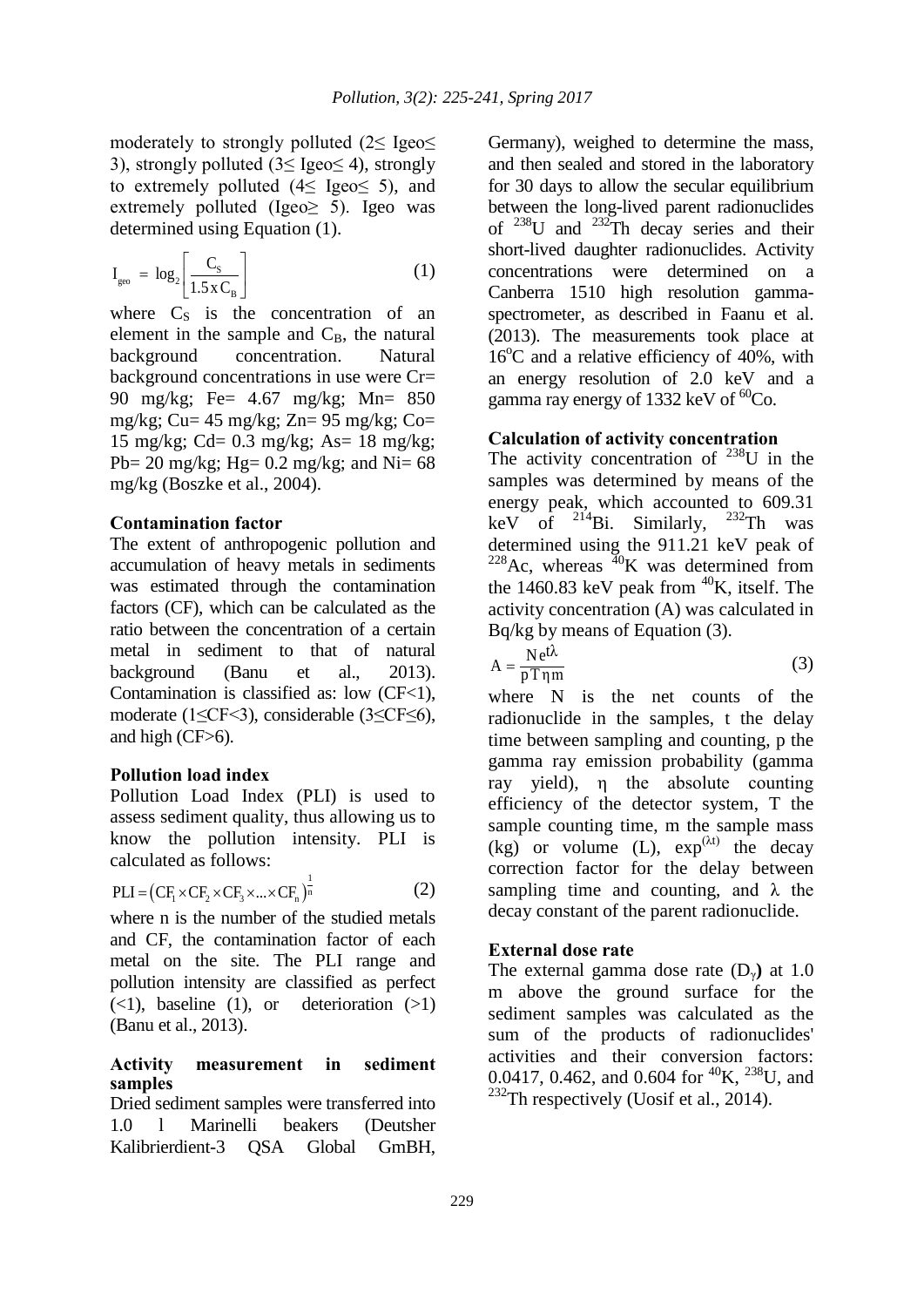moderately to strongly polluted (2≤ Igeo≤ 3), strongly polluted (3≤ Igeo≤ 4), strongly to extremely polluted (4≤ Igeo≤ 5), and extremely polluted (Igeo≥ 5). Igeo was determined using Equation (1).

$$I_{geo} = \log_2\left[\frac{C_S}{1.5 \times C_B}\right] \tag{1}$$

where $C_S$ is the concentration of an element in the sample and $C_B$, the natural background concentration. Natural background concentrations in use were Cr= 90 mg/kg; Fe= 4.67 mg/kg; Mn= 850 mg/kg; Cu= 45 mg/kg; Zn= 95 mg/kg; Co= 15 mg/kg; Cd= 0.3 mg/kg; As= 18 mg/kg; Pb= 20 mg/kg; Hg= 0.2 mg/kg; and Ni= 68 mg/kg (Boszke et al., 2004).

### Contamination factor

The extent of anthropogenic pollution and accumulation of heavy metals in sediments was estimated through the contamination factors (CF), which can be calculated as the ratio between the concentration of a certain metal in sediment to that of natural background (Banu et al., 2013). Contamination is classified as: low (CF<1), moderate (1≤CF<3), considerable (3≤CF≤6), and high (CF>6).

### Pollution load index

Pollution Load Index (PLI) is used to assess sediment quality, thus allowing us to know the pollution intensity. PLI is calculated as follows:

$$PLI = \left(CF_1 \times CF_2 \times CF_3 \times ... \times CF_n\right)^{\frac{1}{n}} \tag{2}$$

where n is the number of the studied metals and CF, the contamination factor of each metal on the site. The PLI range and pollution intensity are classified as perfect (<1), baseline (1), or deterioration (>1) (Banu et al., 2013).

### Activity measurement in sediment samples

Dried sediment samples were transferred into 1.0 l Marinelli beakers (Deutsher Kalibrierdient-3 QSA Global GmBH, Germany), weighed to determine the mass, and then sealed and stored in the laboratory for 30 days to allow the secular equilibrium between the long-lived parent radionuclides of $^{238}U$ and $^{232}Th$ decay series and their short-lived daughter radionuclides. Activity concentrations were determined on a Canberra 1510 high resolution gamma-spectrometer, as described in Faanu et al. (2013). The measurements took place at 16°C and a relative efficiency of 40%, with an energy resolution of 2.0 keV and a gamma ray energy of 1332 keV of $^{60}Co$.

### Calculation of activity concentration

The activity concentration of $^{238}U$ in the samples was determined by means of the energy peak, which accounted to 609.31 keV of $^{214}Bi$. Similarly, $^{232}Th$ was determined using the 911.21 keV peak of $^{228}Ac$, whereas $^{40}K$ was determined from the 1460.83 keV peak from $^{40}K$, itself. The activity concentration (A) was calculated in Bq/kg by means of Equation (3).

$$A = \frac{N e^{t\lambda}}{p T \eta m} \tag{3}$$

where N is the net counts of the radionuclide in the samples, t the delay time between sampling and counting, p the gamma ray emission probability (gamma ray yield), η the absolute counting efficiency of the detector system, T the sample counting time, m the sample mass (kg) or volume (L), $\exp^{(\lambda t)}$ the decay correction factor for the delay between sampling time and counting, and λ the decay constant of the parent radionuclide.

### External dose rate

The external gamma dose rate ($D_\gamma$) at 1.0 m above the ground surface for the sediment samples was calculated as the sum of the products of radionuclides' activities and their conversion factors: 0.0417, 0.462, and 0.604 for $^{40}K$, $^{238}U$, and $^{232}Th$ respectively (Uosif et al., 2014).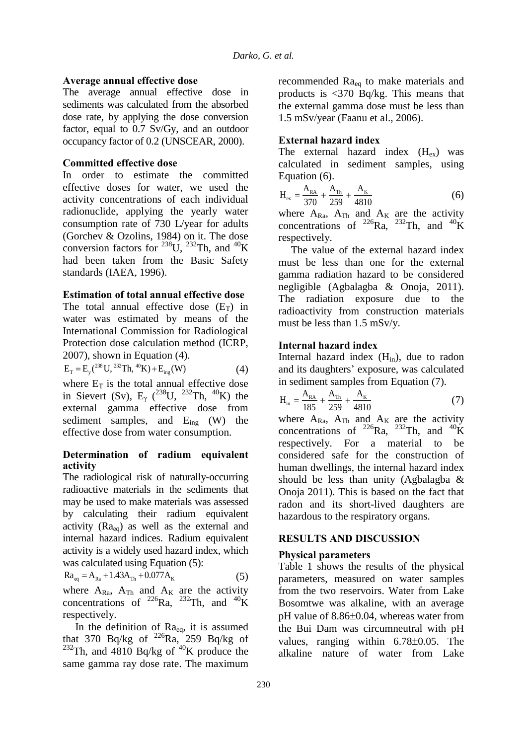### Average annual effective dose

The average annual effective dose in sediments was calculated from the absorbed dose rate, by applying the dose conversion factor, equal to 0.7 Sv/Gy, and an outdoor occupancy factor of 0.2 (UNSCEAR, 2000).

### Committed effective dose

In order to estimate the committed effective doses for water, we used the activity concentrations of each individual radionuclide, applying the yearly water consumption rate of 730 L/year for adults (Gorchev & Ozolins, 1984) on it. The dose conversion factors for $^{238}U$, $^{232}Th$, and $^{40}K$ had been taken from the Basic Safety standards (IAEA, 1996).

### Estimation of total annual effective dose

The total annual effective dose ($E_T$) in water was estimated by means of the International Commission for Radiological Protection dose calculation method (ICRP, 2007), shown in Equation (4).

$$E_T = E_y(^{238}U, ^{232}Th, ^{40}K) + E_{ing}(W) \tag{4}$$

where $E_T$ is the total annual effective dose in Sievert (Sv), $E_\gamma$ ($^{238}U$, $^{232}Th$, $^{40}K$) the external gamma effective dose from sediment samples, and $E_{ing}$ (W) the effective dose from water consumption.

### Determination of radium equivalent activity

The radiological risk of naturally-occurring radioactive materials in the sediments that may be used to make materials was assessed by calculating their radium equivalent activity ($Ra_{eq}$) as well as the external and internal hazard indices. Radium equivalent activity is a widely used hazard index, which was calculated using Equation (5):

$$Ra_{eq} = A_{Ra} + 1.43A_{Th} + 0.077A_K \tag{5}$$

where $A_{Ra}$, $A_{Th}$ and $A_K$ are the activity concentrations of $^{226}Ra$, $^{232}Th$, and $^{40}K$ respectively.

In the definition of $Ra_{eq}$, it is assumed that 370 Bq/kg of $^{226}Ra$, 259 Bq/kg of $^{232}Th$, and 4810 Bq/kg of $^{40}K$ produce the same gamma ray dose rate. The maximum recommended $Ra_{eq}$ to make materials and products is <370 Bq/kg. This means that the external gamma dose must be less than 1.5 mSv/year (Faanu et al., 2006).

### External hazard index

The external hazard index ($H_{ex}$) was calculated in sediment samples, using Equation (6).

$$H_{ex} = \frac{A_{RA}}{370} + \frac{A_{Th}}{259} + \frac{A_K}{4810} \tag{6}$$

where $A_{Ra}$, $A_{Th}$ and $A_K$ are the activity concentrations of $^{226}Ra$, $^{232}Th$, and $^{40}K$ respectively.

The value of the external hazard index must be less than one for the external gamma radiation hazard to be considered negligible (Agbalagba & Onoja, 2011). The radiation exposure due to the radioactivity from construction materials must be less than 1.5 mSv/y.

### Internal hazard index

Internal hazard index ($H_{in}$), due to radon and its daughters' exposure, was calculated in sediment samples from Equation (7).

$$H_{in} = \frac{A_{RA}}{185} + \frac{A_{Th}}{259} + \frac{A_K}{4810} \tag{7}$$

where $A_{Ra}$, $A_{Th}$ and $A_K$ are the activity concentrations of $^{226}Ra$, $^{232}Th$, and $^{40}K$ respectively. For a material to be considered safe for the construction of human dwellings, the internal hazard index should be less than unity (Agbalagba & Onoja 2011). This is based on the fact that radon and its short-lived daughters are hazardous to the respiratory organs.

## RESULTS AND DISCUSSION

### Physical parameters

Table 1 shows the results of the physical parameters, measured on water samples from the two reservoirs. Water from Lake Bosomtwe was alkaline, with an average pH value of 8.86±0.04, whereas water from the Bui Dam was circumneutral with pH values, ranging within 6.78±0.05. The alkaline nature of water from Lake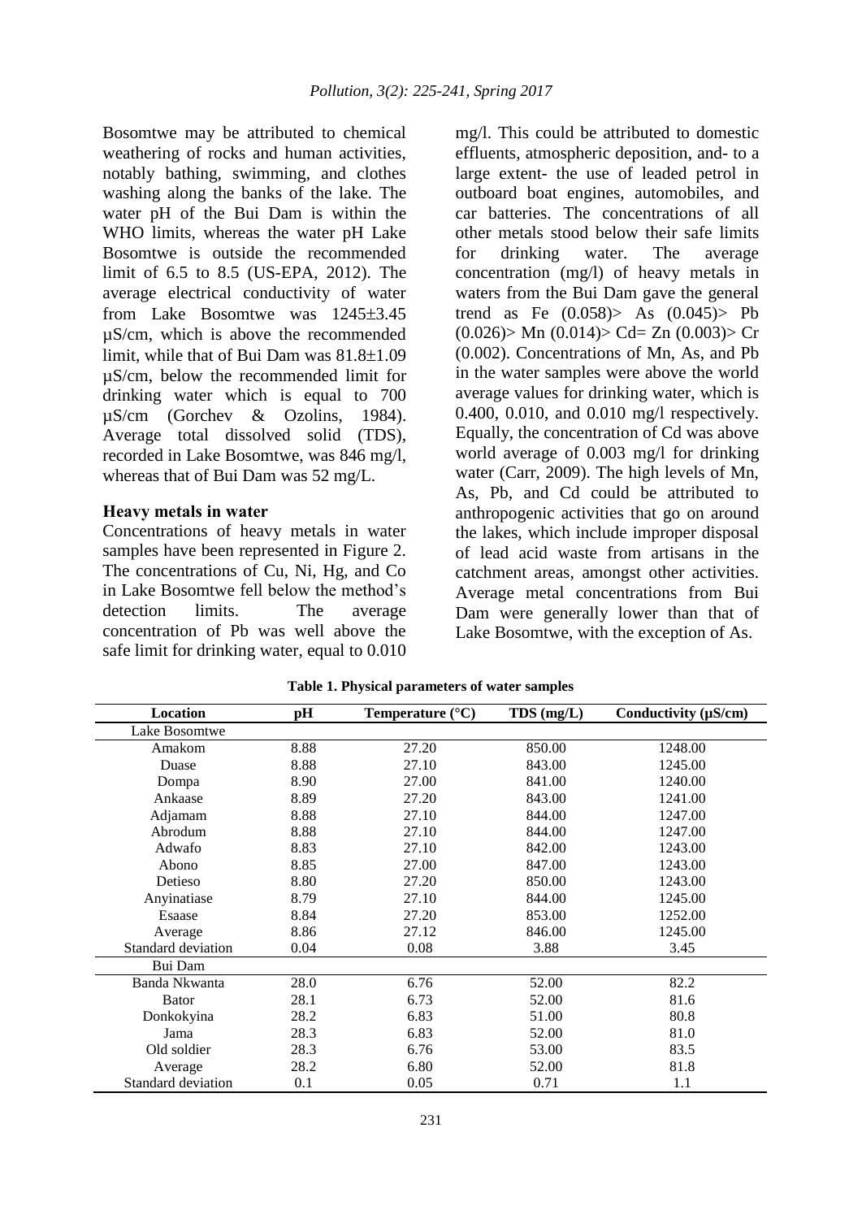Bosomtwe may be attributed to chemical weathering of rocks and human activities, notably bathing, swimming, and clothes washing along the banks of the lake. The water pH of the Bui Dam is within the WHO limits, whereas the water pH Lake Bosomtwe is outside the recommended limit of 6.5 to 8.5 (US-EPA, 2012). The average electrical conductivity of water from Lake Bosomtwe was 1245±3.45 µS/cm, which is above the recommended limit, while that of Bui Dam was 81.8±1.09 µS/cm, below the recommended limit for drinking water which is equal to 700 µS/cm (Gorchev & Ozolins, 1984). Average total dissolved solid (TDS), recorded in Lake Bosomtwe, was 846 mg/l, whereas that of Bui Dam was 52 mg/L.

**Heavy metals in water**

Concentrations of heavy metals in water samples have been represented in Figure 2. The concentrations of Cu, Ni, Hg, and Co in Lake Bosomtwe fell below the method's detection limits. The average concentration of Pb was well above the safe limit for drinking water, equal to 0.010 mg/l. This could be attributed to domestic effluents, atmospheric deposition, and- to a large extent- the use of leaded petrol in outboard boat engines, automobiles, and car batteries. The concentrations of all other metals stood below their safe limits for drinking water. The average concentration (mg/l) of heavy metals in waters from the Bui Dam gave the general trend as Fe (0.058)> As (0.045)> Pb (0.026)> Mn (0.014)> Cd= Zn (0.003)> Cr (0.002). Concentrations of Mn, As, and Pb in the water samples were above the world average values for drinking water, which is 0.400, 0.010, and 0.010 mg/l respectively. Equally, the concentration of Cd was above world average of 0.003 mg/l for drinking water (Carr, 2009). The high levels of Mn, As, Pb, and Cd could be attributed to anthropogenic activities that go on around the lakes, which include improper disposal of lead acid waste from artisans in the catchment areas, amongst other activities. Average metal concentrations from Bui Dam were generally lower than that of Lake Bosomtwe, with the exception of As.

**Table 1. Physical parameters of water samples**

| Location | pH | Temperature (°C) | TDS (mg/L) | Conductivity (µS/cm) |
|---|---|---|---|---|
| Lake Bosomtwe | | | | |
| Amakom | 8.88 | 27.20 | 850.00 | 1248.00 |
| Duase | 8.88 | 27.10 | 843.00 | 1245.00 |
| Dompa | 8.90 | 27.00 | 841.00 | 1240.00 |
| Ankaase | 8.89 | 27.20 | 843.00 | 1241.00 |
| Adjamam | 8.88 | 27.10 | 844.00 | 1247.00 |
| Abrodum | 8.88 | 27.10 | 844.00 | 1247.00 |
| Adwafo | 8.83 | 27.10 | 842.00 | 1243.00 |
| Abono | 8.85 | 27.00 | 847.00 | 1243.00 |
| Detieso | 8.80 | 27.20 | 850.00 | 1243.00 |
| Anyinatiase | 8.79 | 27.10 | 844.00 | 1245.00 |
| Esaase | 8.84 | 27.20 | 853.00 | 1252.00 |
| Average | 8.86 | 27.12 | 846.00 | 1245.00 |
| Standard deviation | 0.04 | 0.08 | 3.88 | 3.45 |
| Bui Dam | | | | |
| Banda Nkwanta | 28.0 | 6.76 | 52.00 | 82.2 |
| Bator | 28.1 | 6.73 | 52.00 | 81.6 |
| Donkokyina | 28.2 | 6.83 | 51.00 | 80.8 |
| Jama | 28.3 | 6.83 | 52.00 | 81.0 |
| Old soldier | 28.3 | 6.76 | 53.00 | 83.5 |
| Average | 28.2 | 6.80 | 52.00 | 81.8 |
| Standard deviation | 0.1 | 0.05 | 0.71 | 1.1 |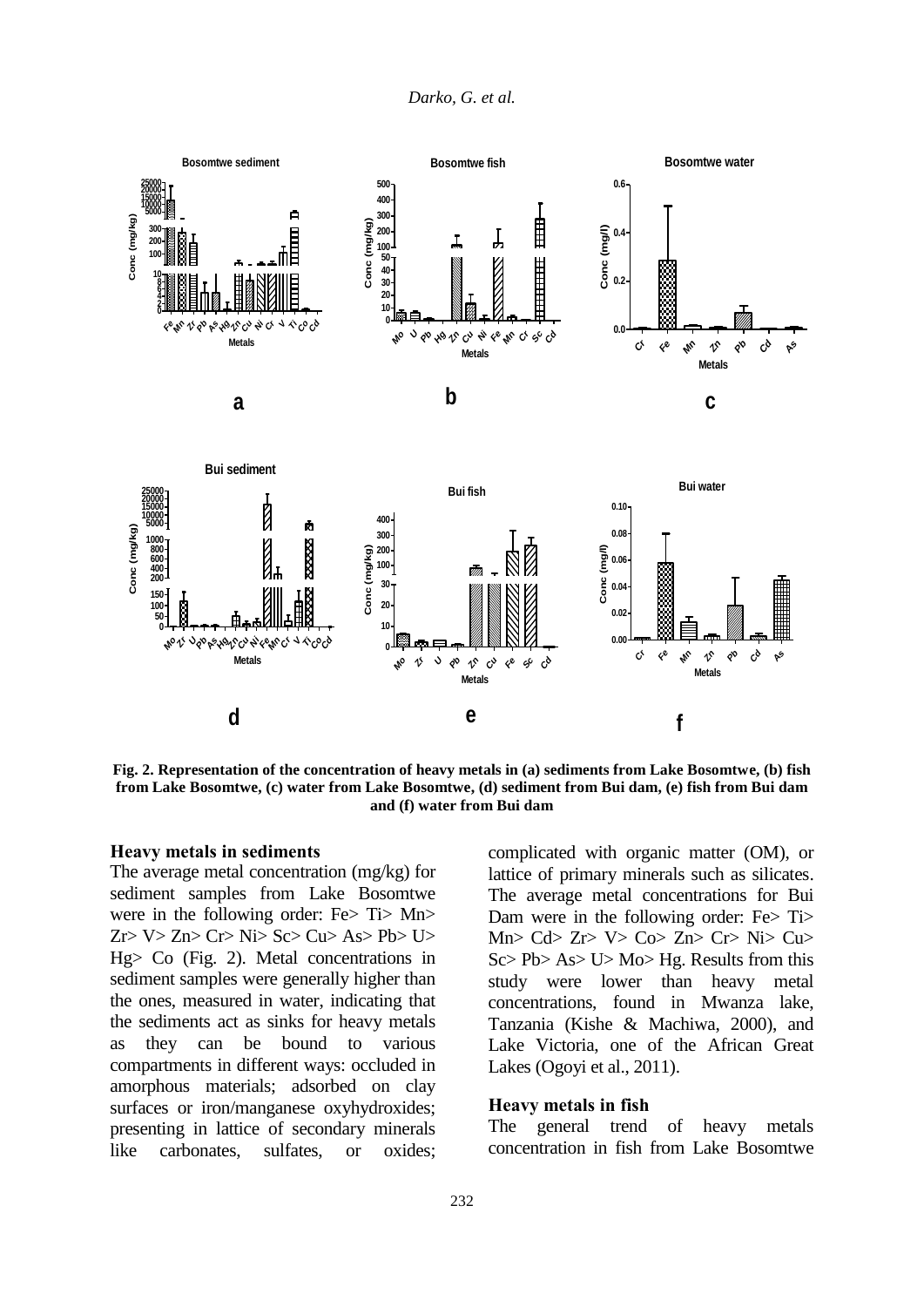Fig. 2. Representation of the concentration of heavy metals in (a) sediments from Lake Bosomtwe, (b) fish from Lake Bosomtwe, (c) water from Lake Bosomtwe, (d) sediment from Bui dam, (e) fish from Bui dam and (f) water from Bui dam

### Heavy metals in sediments

The average metal concentration (mg/kg) for sediment samples from Lake Bosomtwe were in the following order: Fe> Ti> Mn> Zr> V> Zn> Cr> Ni> Sc> Cu> As> Pb> U> Hg> Co (Fig. 2). Metal concentrations in sediment samples were generally higher than the ones, measured in water, indicating that the sediments act as sinks for heavy metals as they can be bound to various compartments in different ways: occluded in amorphous materials; adsorbed on clay surfaces or iron/manganese oxyhydroxides; presenting in lattice of secondary minerals like carbonates, sulfates, or oxides; complicated with organic matter (OM), or lattice of primary minerals such as silicates. The average metal concentrations for Bui Dam were in the following order: Fe> Ti> Mn> Cd> Zr> V> Co> Zn> Cr> Ni> Cu> Sc> Pb> As> U> Mo> Hg. Results from this study were lower than heavy metal concentrations, found in Mwanza lake, Tanzania (Kishe & Machiwa, 2000), and Lake Victoria, one of the African Great Lakes (Ogoyi et al., 2011).

### Heavy metals in fish

The general trend of heavy metals concentration in fish from Lake Bosomtwe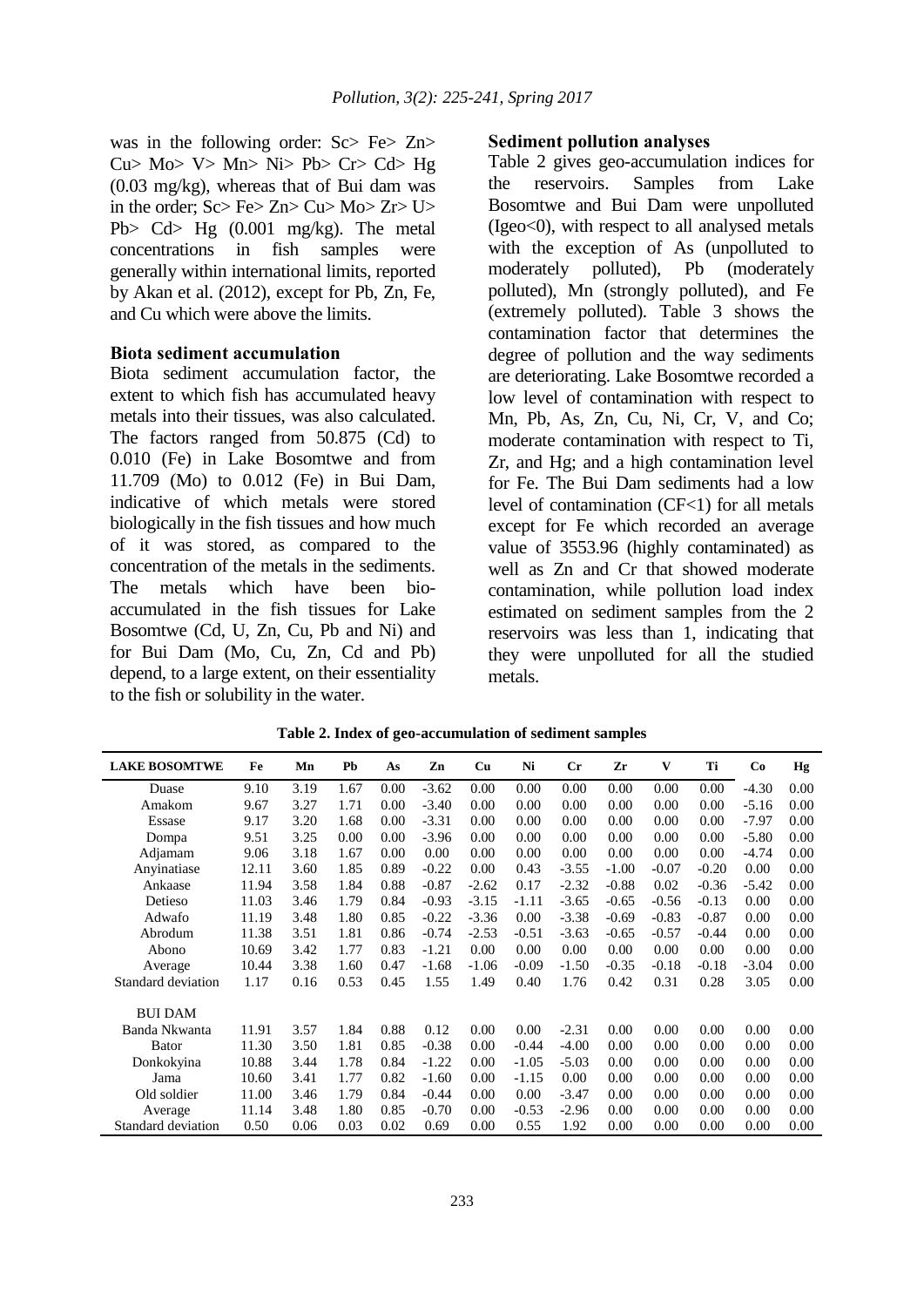was in the following order: Sc> Fe> Zn> Cu> Mo> V> Mn> Ni> Pb> Cr> Cd> Hg (0.03 mg/kg), whereas that of Bui dam was in the order; Sc> Fe> Zn> Cu> Mo> Zr> U> Pb> Cd> Hg (0.001 mg/kg). The metal concentrations in fish samples were generally within international limits, reported by Akan et al. (2012), except for Pb, Zn, Fe, and Cu which were above the limits.

**Biota sediment accumulation**

Biota sediment accumulation factor, the extent to which fish has accumulated heavy metals into their tissues, was also calculated. The factors ranged from 50.875 (Cd) to 0.010 (Fe) in Lake Bosomtwe and from 11.709 (Mo) to 0.012 (Fe) in Bui Dam, indicative of which metals were stored biologically in the fish tissues and how much of it was stored, as compared to the concentration of the metals in the sediments. The metals which have been bio-accumulated in the fish tissues for Lake Bosomtwe (Cd, U, Zn, Cu, Pb and Ni) and for Bui Dam (Mo, Cu, Zn, Cd and Pb) depend, to a large extent, on their essentiality to the fish or solubility in the water.

**Sediment pollution analyses**

Table 2 gives geo-accumulation indices for the reservoirs. Samples from Lake Bosomtwe and Bui Dam were unpolluted (Igeo<0), with respect to all analysed metals with the exception of As (unpolluted to moderately polluted), Pb (moderately polluted), Mn (strongly polluted), and Fe (extremely polluted). Table 3 shows the contamination factor that determines the degree of pollution and the way sediments are deteriorating. Lake Bosomtwe recorded a low level of contamination with respect to Mn, Pb, As, Zn, Cu, Ni, Cr, V, and Co; moderate contamination with respect to Ti, Zr, and Hg; and a high contamination level for Fe. The Bui Dam sediments had a low level of contamination (CF<1) for all metals except for Fe which recorded an average value of 3553.96 (highly contaminated) as well as Zn and Cr that showed moderate contamination, while pollution load index estimated on sediment samples from the 2 reservoirs was less than 1, indicating that they were unpolluted for all the studied metals.

**Table 2. Index of geo-accumulation of sediment samples**

| LAKE BOSOMTWE | Fe | Mn | Pb | As | Zn | Cu | Ni | Cr | Zr | V | Ti | Co | Hg |
|---|---|---|---|---|---|---|---|---|---|---|---|---|---|
| Duase | 9.10 | 3.19 | 1.67 | 0.00 | -3.62 | 0.00 | 0.00 | 0.00 | 0.00 | 0.00 | 0.00 | -4.30 | 0.00 |
| Amakom | 9.67 | 3.27 | 1.71 | 0.00 | -3.40 | 0.00 | 0.00 | 0.00 | 0.00 | 0.00 | 0.00 | -5.16 | 0.00 |
| Essase | 9.17 | 3.20 | 1.68 | 0.00 | -3.31 | 0.00 | 0.00 | 0.00 | 0.00 | 0.00 | 0.00 | -7.97 | 0.00 |
| Dompa | 9.51 | 3.25 | 0.00 | 0.00 | -3.96 | 0.00 | 0.00 | 0.00 | 0.00 | 0.00 | 0.00 | -5.80 | 0.00 |
| Adjamam | 9.06 | 3.18 | 1.67 | 0.00 | 0.00 | 0.00 | 0.00 | 0.00 | 0.00 | 0.00 | 0.00 | -4.74 | 0.00 |
| Anyinatiase | 12.11 | 3.60 | 1.85 | 0.89 | -0.22 | 0.00 | 0.43 | -3.55 | -1.00 | -0.07 | -0.20 | 0.00 | 0.00 |
| Ankaase | 11.94 | 3.58 | 1.84 | 0.88 | -0.87 | -2.62 | 0.17 | -2.32 | -0.88 | 0.02 | -0.36 | -5.42 | 0.00 |
| Detieso | 11.03 | 3.46 | 1.79 | 0.84 | -0.93 | -3.15 | -1.11 | -3.65 | -0.65 | -0.56 | -0.13 | 0.00 | 0.00 |
| Adwafo | 11.19 | 3.48 | 1.80 | 0.85 | -0.22 | -3.36 | 0.00 | -3.38 | -0.69 | -0.83 | -0.87 | 0.00 | 0.00 |
| Abrodum | 11.38 | 3.51 | 1.81 | 0.86 | -0.74 | -2.53 | -0.51 | -3.63 | -0.65 | -0.57 | -0.44 | 0.00 | 0.00 |
| Abono | 10.69 | 3.42 | 1.77 | 0.83 | -1.21 | 0.00 | 0.00 | 0.00 | 0.00 | 0.00 | 0.00 | 0.00 | 0.00 |
| Average | 10.44 | 3.38 | 1.60 | 0.47 | -1.68 | -1.06 | -0.09 | -1.50 | -0.35 | -0.18 | -0.18 | -3.04 | 0.00 |
| Standard deviation | 1.17 | 0.16 | 0.53 | 0.45 | 1.55 | 1.49 | 0.40 | 1.76 | 0.42 | 0.31 | 0.28 | 3.05 | 0.00 |
| | | | | | | | | | | | | | |
| BUI DAM | | | | | | | | | | | | | |
| Banda Nkwanta | 11.91 | 3.57 | 1.84 | 0.88 | 0.12 | 0.00 | 0.00 | -2.31 | 0.00 | 0.00 | 0.00 | 0.00 | 0.00 |
| Bator | 11.30 | 3.50 | 1.81 | 0.85 | -0.38 | 0.00 | -0.44 | -4.00 | 0.00 | 0.00 | 0.00 | 0.00 | 0.00 |
| Donkokyina | 10.88 | 3.44 | 1.78 | 0.84 | -1.22 | 0.00 | -1.05 | -5.03 | 0.00 | 0.00 | 0.00 | 0.00 | 0.00 |
| Jama | 10.60 | 3.41 | 1.77 | 0.82 | -1.60 | 0.00 | -1.15 | 0.00 | 0.00 | 0.00 | 0.00 | 0.00 | 0.00 |
| Old soldier | 11.00 | 3.46 | 1.79 | 0.84 | -0.44 | 0.00 | 0.00 | -3.47 | 0.00 | 0.00 | 0.00 | 0.00 | 0.00 |
| Average | 11.14 | 3.48 | 1.80 | 0.85 | -0.70 | 0.00 | -0.53 | -2.96 | 0.00 | 0.00 | 0.00 | 0.00 | 0.00 |
| Standard deviation | 0.50 | 0.06 | 0.03 | 0.02 | 0.69 | 0.00 | 0.55 | 1.92 | 0.00 | 0.00 | 0.00 | 0.00 | 0.00 |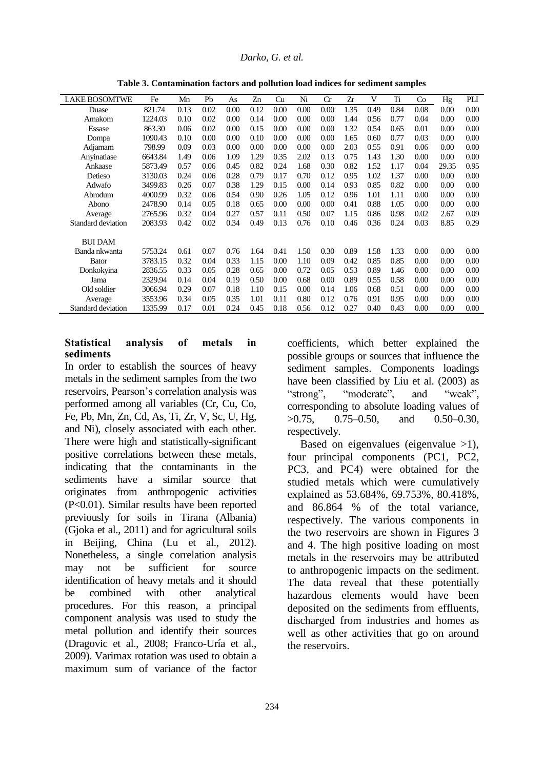**Table 3. Contamination factors and pollution load indices for sediment samples**

| LAKE BOSOMTWE | Fe | Mn | Pb | As | Zn | Cu | Ni | Cr | Zr | V | Ti | Co | Hg | PLI |
|---|---|---|---|---|---|---|---|---|---|---|---|---|---|---|
| Duase | 821.74 | 0.13 | 0.02 | 0.00 | 0.12 | 0.00 | 0.00 | 0.00 | 1.35 | 0.49 | 0.84 | 0.08 | 0.00 | 0.00 |
| Amakom | 1224.03 | 0.10 | 0.02 | 0.00 | 0.14 | 0.00 | 0.00 | 0.00 | 1.44 | 0.56 | 0.77 | 0.04 | 0.00 | 0.00 |
| Essase | 863.30 | 0.06 | 0.02 | 0.00 | 0.15 | 0.00 | 0.00 | 0.00 | 1.32 | 0.54 | 0.65 | 0.01 | 0.00 | 0.00 |
| Dompa | 1090.43 | 0.10 | 0.00 | 0.00 | 0.10 | 0.00 | 0.00 | 0.00 | 1.65 | 0.60 | 0.77 | 0.03 | 0.00 | 0.00 |
| Adjamam | 798.99 | 0.09 | 0.03 | 0.00 | 0.00 | 0.00 | 0.00 | 0.00 | 2.03 | 0.55 | 0.91 | 0.06 | 0.00 | 0.00 |
| Anyinatiase | 6643.84 | 1.49 | 0.06 | 1.09 | 1.29 | 0.35 | 2.02 | 0.13 | 0.75 | 1.43 | 1.30 | 0.00 | 0.00 | 0.00 |
| Ankaase | 5873.49 | 0.57 | 0.06 | 0.45 | 0.82 | 0.24 | 1.68 | 0.30 | 0.82 | 1.52 | 1.17 | 0.04 | 29.35 | 0.95 |
| Detieso | 3130.03 | 0.24 | 0.06 | 0.28 | 0.79 | 0.17 | 0.70 | 0.12 | 0.95 | 1.02 | 1.37 | 0.00 | 0.00 | 0.00 |
| Adwafo | 3499.83 | 0.26 | 0.07 | 0.38 | 1.29 | 0.15 | 0.00 | 0.14 | 0.93 | 0.85 | 0.82 | 0.00 | 0.00 | 0.00 |
| Abrodum | 4000.99 | 0.32 | 0.06 | 0.54 | 0.90 | 0.26 | 1.05 | 0.12 | 0.96 | 1.01 | 1.11 | 0.00 | 0.00 | 0.00 |
| Abono | 2478.90 | 0.14 | 0.05 | 0.18 | 0.65 | 0.00 | 0.00 | 0.00 | 0.41 | 0.88 | 1.05 | 0.00 | 0.00 | 0.00 |
| Average | 2765.96 | 0.32 | 0.04 | 0.27 | 0.57 | 0.11 | 0.50 | 0.07 | 1.15 | 0.86 | 0.98 | 0.02 | 2.67 | 0.09 |
| Standard deviation | 2083.93 | 0.42 | 0.02 | 0.34 | 0.49 | 0.13 | 0.76 | 0.10 | 0.46 | 0.36 | 0.24 | 0.03 | 8.85 | 0.29 |
| **BUI DAM** | | | | | | | | | | | | | | |
| Banda nkwanta | 5753.24 | 0.61 | 0.07 | 0.76 | 1.64 | 0.41 | 1.50 | 0.30 | 0.89 | 1.58 | 1.33 | 0.00 | 0.00 | 0.00 |
| Bator | 3783.15 | 0.32 | 0.04 | 0.33 | 1.15 | 0.00 | 1.10 | 0.09 | 0.42 | 0.85 | 0.85 | 0.00 | 0.00 | 0.00 |
| Donkokyina | 2836.55 | 0.33 | 0.05 | 0.28 | 0.65 | 0.00 | 0.72 | 0.05 | 0.53 | 0.89 | 1.46 | 0.00 | 0.00 | 0.00 |
| Jama | 2329.94 | 0.14 | 0.04 | 0.19 | 0.50 | 0.00 | 0.68 | 0.00 | 0.89 | 0.55 | 0.58 | 0.00 | 0.00 | 0.00 |
| Old soldier | 3066.94 | 0.29 | 0.07 | 0.18 | 1.10 | 0.15 | 0.00 | 0.14 | 1.06 | 0.68 | 0.51 | 0.00 | 0.00 | 0.00 |
| Average | 3553.96 | 0.34 | 0.05 | 0.35 | 1.01 | 0.11 | 0.80 | 0.12 | 0.76 | 0.91 | 0.95 | 0.00 | 0.00 | 0.00 |
| Standard deviation | 1335.99 | 0.17 | 0.01 | 0.24 | 0.45 | 0.18 | 0.56 | 0.12 | 0.27 | 0.40 | 0.43 | 0.00 | 0.00 | 0.00 |

### Statistical analysis of metals in sediments

In order to establish the sources of heavy metals in the sediment samples from the two reservoirs, Pearson's correlation analysis was performed among all variables (Cr, Cu, Co, Fe, Pb, Mn, Zn, Cd, As, Ti, Zr, V, Sc, U, Hg, and Ni), closely associated with each other. There were high and statistically-significant positive correlations between these metals, indicating that the contaminants in the sediments have a similar source that originates from anthropogenic activities ($P<0.01$). Similar results have been reported previously for soils in Tirana (Albania) (Gjoka et al., 2011) and for agricultural soils in Beijing, China (Lu et al., 2012). Nonetheless, a single correlation analysis may not be sufficient for source identification of heavy metals and it should be combined with other analytical procedures. For this reason, a principal component analysis was used to study the metal pollution and identify their sources (Dragovic et al., 2008; Franco-Uría et al., 2009). Varimax rotation was used to obtain a maximum sum of variance of the factor coefficients, which better explained the possible groups or sources that influence the sediment samples. Components loadings have been classified by Liu et al. (2003) as "strong", "moderate", and "weak", corresponding to absolute loading values of >0.75, 0.75–0.50, and 0.50–0.30, respectively.

Based on eigenvalues (eigenvalue >1), four principal components (PC1, PC2, PC3, and PC4) were obtained for the studied metals which were cumulatively explained as 53.684%, 69.753%, 80.418%, and 86.864 % of the total variance, respectively. The various components in the two reservoirs are shown in Figures 3 and 4. The high positive loading on most metals in the reservoirs may be attributed to anthropogenic impacts on the sediment. The data reveal that these potentially hazardous elements would have been deposited on the sediments from effluents, discharged from industries and homes as well as other activities that go on around the reservoirs.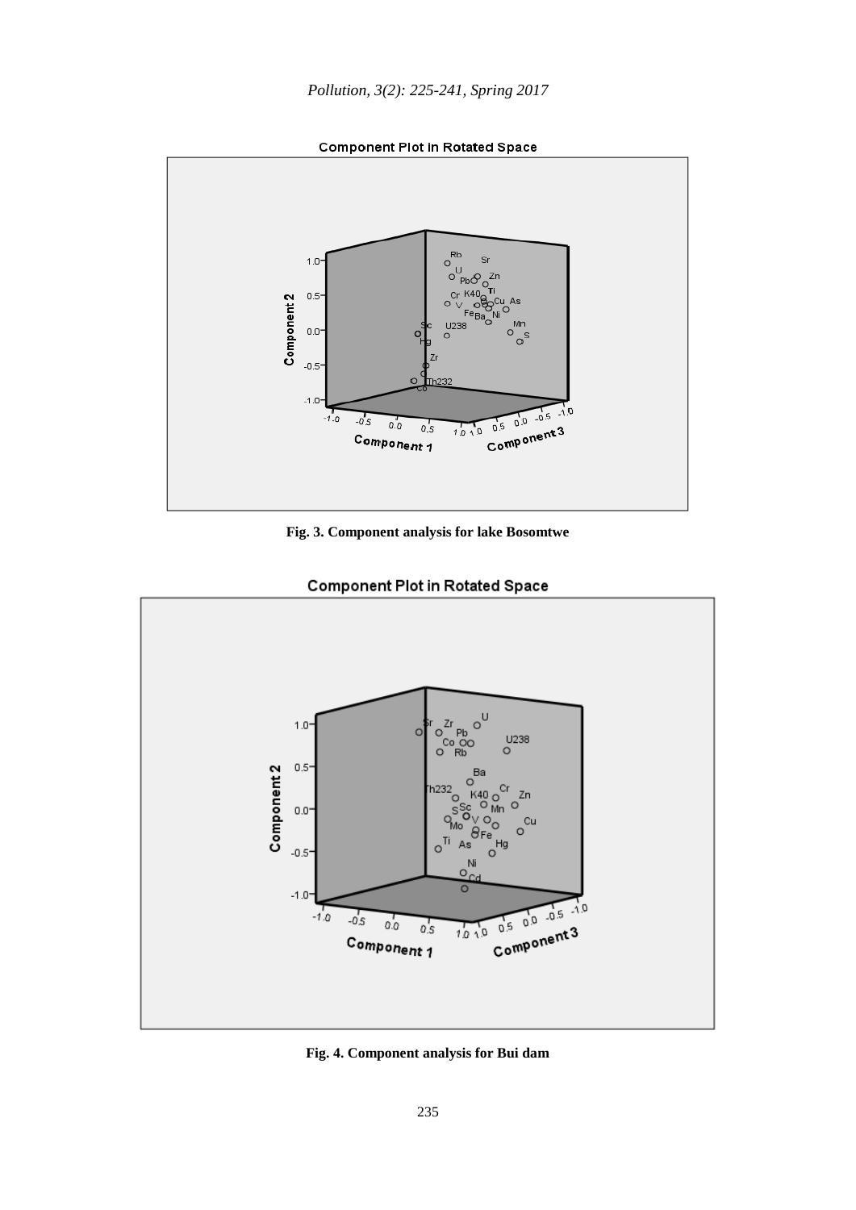Fig. 3. Component analysis for lake Bosomtwe

Fig. 4. Component analysis for Bui dam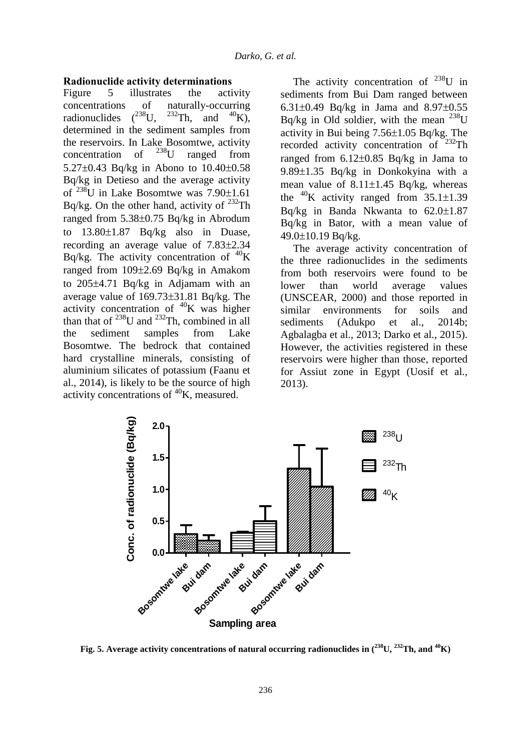### Radionuclide activity determinations

Figure 5 illustrates the activity concentrations of naturally-occurring radionuclides ($^{238}$U, $^{232}$Th, and $^{40}$K), determined in the sediment samples from the reservoirs. In Lake Bosomtwe, activity concentration of $^{238}$U ranged from 5.27±0.43 Bq/kg in Abono to 10.40±0.58 Bq/kg in Detieso and the average activity of $^{238}$U in Lake Bosomtwe was 7.90±1.61 Bq/kg. On the other hand, activity of $^{232}$Th ranged from 5.38±0.75 Bq/kg in Abrodum to 13.80±1.87 Bq/kg also in Duase, recording an average value of 7.83±2.34 Bq/kg. The activity concentration of $^{40}$K ranged from 109±2.69 Bq/kg in Amakom to 205±4.71 Bq/kg in Adjamam with an average value of 169.73±31.81 Bq/kg. The activity concentration of $^{40}$K was higher than that of $^{238}$U and $^{232}$Th, combined in all the sediment samples from Lake Bosomtwe. The bedrock that contained hard crystalline minerals, consisting of aluminium silicates of potassium (Faanu et al., 2014), is likely to be the source of high activity concentrations of $^{40}$K, measured.

The activity concentration of $^{238}$U in sediments from Bui Dam ranged between 6.31±0.49 Bq/kg in Jama and 8.97±0.55 Bq/kg in Old soldier, with the mean $^{238}$U activity in Bui being 7.56±1.05 Bq/kg. The recorded activity concentration of $^{232}$Th ranged from 6.12±0.85 Bq/kg in Jama to 9.89±1.35 Bq/kg in Donkokyina with a mean value of 8.11±1.45 Bq/kg, whereas the $^{40}$K activity ranged from 35.1±1.39 Bq/kg in Banda Nkwanta to 62.0±1.87 Bq/kg in Bator, with a mean value of 49.0±10.19 Bq/kg.

The average activity concentration of the three radionuclides in the sediments from both reservoirs were found to be lower than world average values (UNSCEAR, 2000) and those reported in similar environments for soils and sediments (Adukpo et al., 2014b; Agbalagba et al., 2013; Darko et al., 2015). However, the activities registered in these reservoirs were higher than those, reported for Assiut zone in Egypt (Uosif et al., 2013).

**Fig. 5. Average activity concentrations of natural occurring radionuclides in ($^{238}$U, $^{232}$Th, and $^{40}$K)**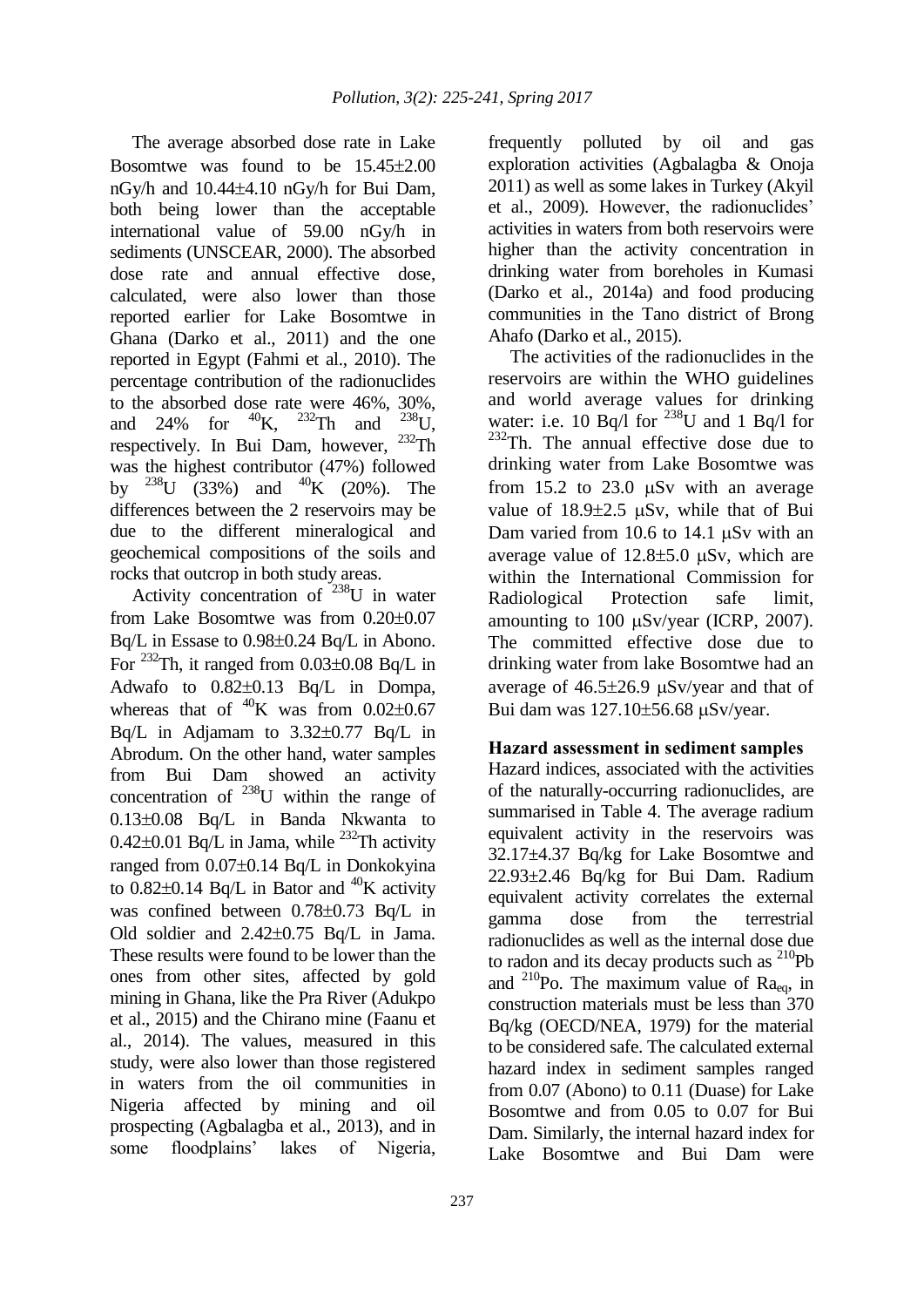The average absorbed dose rate in Lake Bosomtwe was found to be 15.45±2.00 nGy/h and 10.44±4.10 nGy/h for Bui Dam, both being lower than the acceptable international value of 59.00 nGy/h in sediments (UNSCEAR, 2000). The absorbed dose rate and annual effective dose, calculated, were also lower than those reported earlier for Lake Bosomtwe in Ghana (Darko et al., 2011) and the one reported in Egypt (Fahmi et al., 2010). The percentage contribution of the radionuclides to the absorbed dose rate were 46%, 30%, and 24% for $^{40}$K, $^{232}$Th and $^{238}$U, respectively. In Bui Dam, however, $^{232}$Th was the highest contributor (47%) followed by $^{238}$U (33%) and $^{40}$K (20%). The differences between the 2 reservoirs may be due to the different mineralogical and geochemical compositions of the soils and rocks that outcrop in both study areas.

Activity concentration of $^{238}$U in water from Lake Bosomtwe was from 0.20±0.07 Bq/L in Essase to 0.98±0.24 Bq/L in Abono. For $^{232}$Th, it ranged from 0.03±0.08 Bq/L in Adwafo to 0.82±0.13 Bq/L in Dompa, whereas that of $^{40}$K was from 0.02±0.67 Bq/L in Adjamam to 3.32±0.77 Bq/L in Abrodum. On the other hand, water samples from Bui Dam showed an activity concentration of $^{238}$U within the range of 0.13±0.08 Bq/L in Banda Nkwanta to 0.42±0.01 Bq/L in Jama, while $^{232}$Th activity ranged from 0.07±0.14 Bq/L in Donkokyina to 0.82±0.14 Bq/L in Bator and $^{40}$K activity was confined between 0.78±0.73 Bq/L in Old soldier and 2.42±0.75 Bq/L in Jama. These results were found to be lower than the ones from other sites, affected by gold mining in Ghana, like the Pra River (Adukpo et al., 2015) and the Chirano mine (Faanu et al., 2014). The values, measured in this study, were also lower than those registered in waters from the oil communities in Nigeria affected by mining and oil prospecting (Agbalagba et al., 2013), and in some floodplains' lakes of Nigeria, frequently polluted by oil and gas exploration activities (Agbalagba & Onoja 2011) as well as some lakes in Turkey (Akyil et al., 2009). However, the radionuclides' activities in waters from both reservoirs were higher than the activity concentration in drinking water from boreholes in Kumasi (Darko et al., 2014a) and food producing communities in the Tano district of Brong Ahafo (Darko et al., 2015).

The activities of the radionuclides in the reservoirs are within the WHO guidelines and world average values for drinking water: i.e. 10 Bq/l for $^{238}$U and 1 Bq/l for $^{232}$Th. The annual effective dose due to drinking water from Lake Bosomtwe was from 15.2 to 23.0 μSv with an average value of 18.9±2.5 μSv, while that of Bui Dam varied from 10.6 to 14.1 μSv with an average value of 12.8±5.0 μSv, which are within the International Commission for Radiological Protection safe limit, amounting to 100 μSv/year (ICRP, 2007). The committed effective dose due to drinking water from lake Bosomtwe had an average of 46.5±26.9 μSv/year and that of Bui dam was 127.10±56.68 μSv/year.

**Hazard assessment in sediment samples**

Hazard indices, associated with the activities of the naturally-occurring radionuclides, are summarised in Table 4. The average radium equivalent activity in the reservoirs was 32.17±4.37 Bq/kg for Lake Bosomtwe and 22.93±2.46 Bq/kg for Bui Dam. Radium equivalent activity correlates the external gamma dose from the terrestrial radionuclides as well as the internal dose due to radon and its decay products such as $^{210}$Pb and $^{210}$Po. The maximum value of $Ra_{eq}$, in construction materials must be less than 370 Bq/kg (OECD/NEA, 1979) for the material to be considered safe. The calculated external hazard index in sediment samples ranged from 0.07 (Abono) to 0.11 (Duase) for Lake Bosomtwe and from 0.05 to 0.07 for Bui Dam. Similarly, the internal hazard index for Lake Bosomtwe and Bui Dam were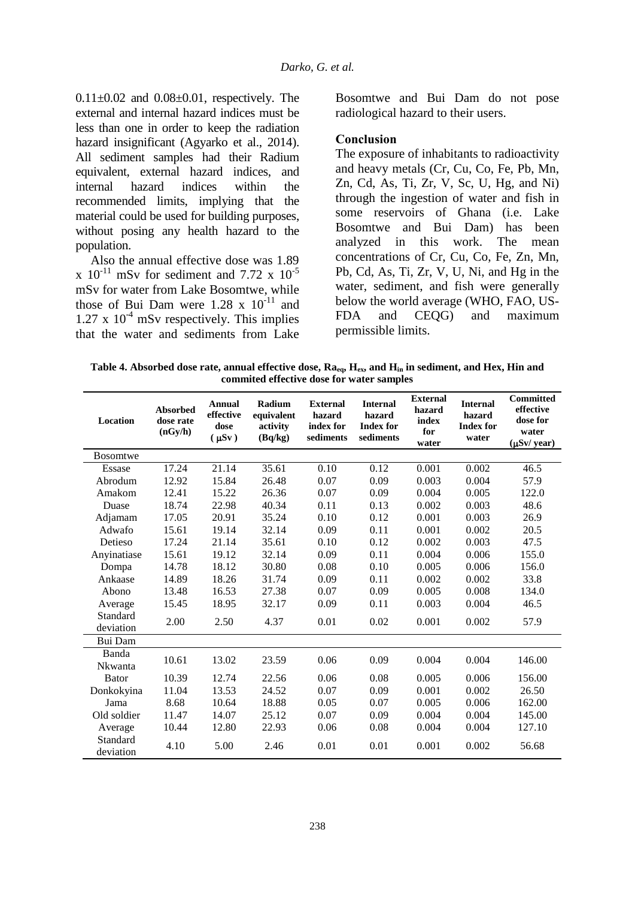0.11±0.02 and 0.08±0.01, respectively. The external and internal hazard indices must be less than one in order to keep the radiation hazard insignificant (Agyarko et al., 2014). All sediment samples had their Radium equivalent, external hazard indices, and internal hazard indices within the recommended limits, implying that the material could be used for building purposes, without posing any health hazard to the population.

Also the annual effective dose was 1.89 x $10^{-11}$ mSv for sediment and 7.72 x $10^{-5}$ mSv for water from Lake Bosomtwe, while those of Bui Dam were 1.28 x $10^{-11}$ and 1.27 x $10^{-4}$ mSv respectively. This implies that the water and sediments from Lake Bosomtwe and Bui Dam do not pose radiological hazard to their users.

## Conclusion

The exposure of inhabitants to radioactivity and heavy metals (Cr, Cu, Co, Fe, Pb, Mn, Zn, Cd, As, Ti, Zr, V, Sc, U, Hg, and Ni) through the ingestion of water and fish in some reservoirs of Ghana (i.e. Lake Bosomtwe and Bui Dam) has been analyzed in this work. The mean concentrations of Cr, Cu, Co, Fe, Zn, Mn, Pb, Cd, As, Ti, Zr, V, U, Ni, and Hg in the water, sediment, and fish were generally below the world average (WHO, FAO, US-FDA and CEQG) and maximum permissible limits.

**Table 4. Absorbed dose rate, annual effective dose, $Ra_{eq}$, $H_{ex}$, and $H_{in}$ in sediment, and Hex, Hin and commited effective dose for water samples**

| Location | Absorbed dose rate (nGy/h) | Annual effective dose (μSv) | Radium equivalent activity (Bq/kg) | External hazard index for sediments | Internal hazard Index for sediments | External hazard index for water | Internal hazard Index for water | Committed effective dose for water (μSv/ year) |
|---|---|---|---|---|---|---|---|---|
| Bosomtwe | | | | | | | | |
| Essase | 17.24 | 21.14 | 35.61 | 0.10 | 0.12 | 0.001 | 0.002 | 46.5 |
| Abrodum | 12.92 | 15.84 | 26.48 | 0.07 | 0.09 | 0.003 | 0.004 | 57.9 |
| Amakom | 12.41 | 15.22 | 26.36 | 0.07 | 0.09 | 0.004 | 0.005 | 122.0 |
| Duase | 18.74 | 22.98 | 40.34 | 0.11 | 0.13 | 0.002 | 0.003 | 48.6 |
| Adjamam | 17.05 | 20.91 | 35.24 | 0.10 | 0.12 | 0.001 | 0.003 | 26.9 |
| Adwafo | 15.61 | 19.14 | 32.14 | 0.09 | 0.11 | 0.001 | 0.002 | 20.5 |
| Detieso | 17.24 | 21.14 | 35.61 | 0.10 | 0.12 | 0.002 | 0.003 | 47.5 |
| Anyinatiase | 15.61 | 19.12 | 32.14 | 0.09 | 0.11 | 0.004 | 0.006 | 155.0 |
| Dompa | 14.78 | 18.12 | 30.80 | 0.08 | 0.10 | 0.005 | 0.006 | 156.0 |
| Ankaase | 14.89 | 18.26 | 31.74 | 0.09 | 0.11 | 0.002 | 0.002 | 33.8 |
| Abono | 13.48 | 16.53 | 27.38 | 0.07 | 0.09 | 0.005 | 0.008 | 134.0 |
| Average | 15.45 | 18.95 | 32.17 | 0.09 | 0.11 | 0.003 | 0.004 | 46.5 |
| Standard deviation | 2.00 | 2.50 | 4.37 | 0.01 | 0.02 | 0.001 | 0.002 | 57.9 |
| Bui Dam | | | | | | | | |
| Banda Nkwanta | 10.61 | 13.02 | 23.59 | 0.06 | 0.09 | 0.004 | 0.004 | 146.00 |
| Bator | 10.39 | 12.74 | 22.56 | 0.06 | 0.08 | 0.005 | 0.006 | 156.00 |
| Donkokyina | 11.04 | 13.53 | 24.52 | 0.07 | 0.09 | 0.001 | 0.002 | 26.50 |
| Jama | 8.68 | 10.64 | 18.88 | 0.05 | 0.07 | 0.005 | 0.006 | 162.00 |
| Old soldier | 11.47 | 14.07 | 25.12 | 0.07 | 0.09 | 0.004 | 0.004 | 145.00 |
| Average | 10.44 | 12.80 | 22.93 | 0.06 | 0.08 | 0.004 | 0.004 | 127.10 |
| Standard deviation | 4.10 | 5.00 | 2.46 | 0.01 | 0.01 | 0.001 | 0.002 | 56.68 |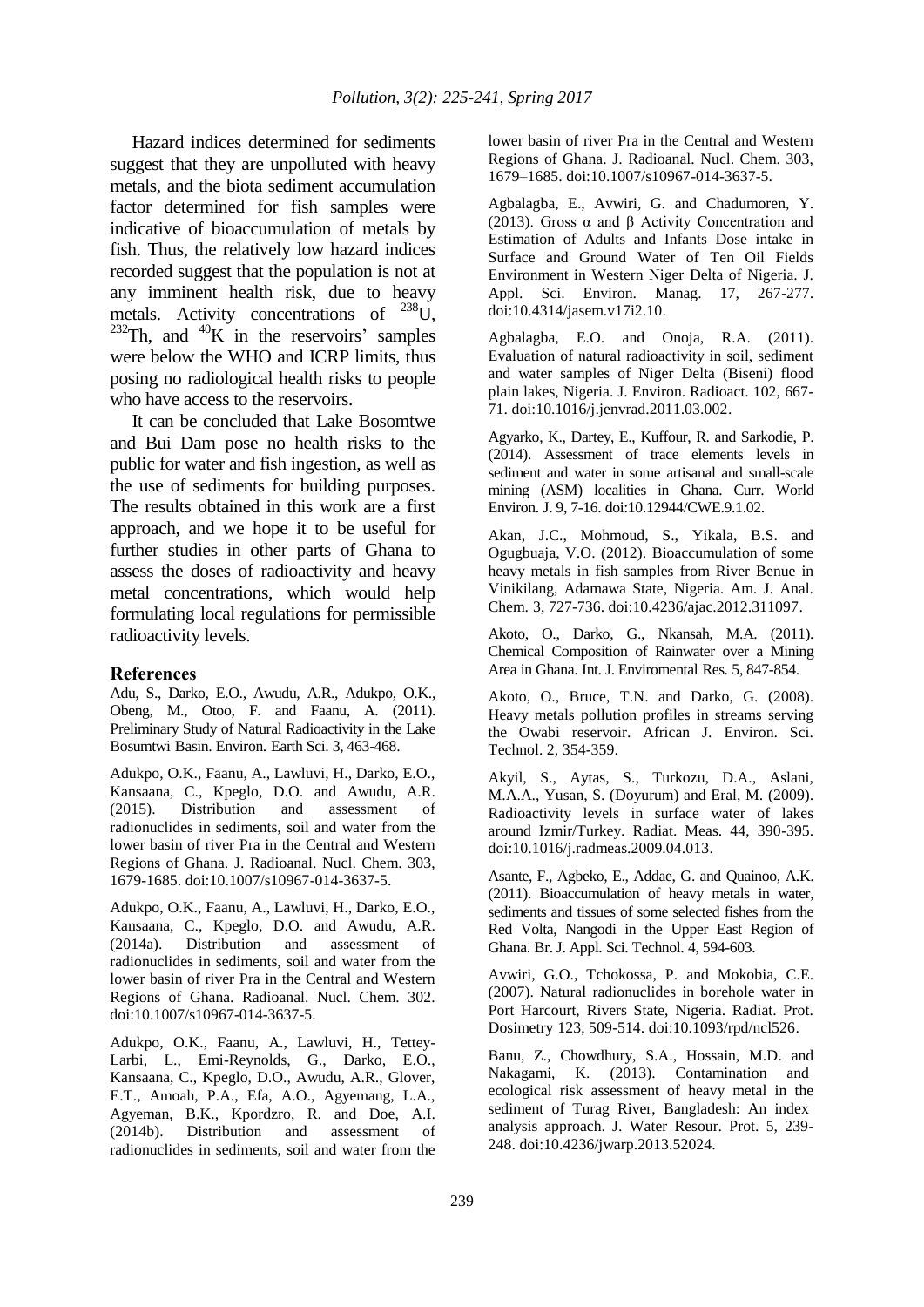Hazard indices determined for sediments suggest that they are unpolluted with heavy metals, and the biota sediment accumulation factor determined for fish samples were indicative of bioaccumulation of metals by fish. Thus, the relatively low hazard indices recorded suggest that the population is not at any imminent health risk, due to heavy metals. Activity concentrations of $^{238}$U, $^{232}$Th, and $^{40}$K in the reservoirs' samples were below the WHO and ICRP limits, thus posing no radiological health risks to people who have access to the reservoirs.

It can be concluded that Lake Bosomtwe and Bui Dam pose no health risks to the public for water and fish ingestion, as well as the use of sediments for building purposes. The results obtained in this work are a first approach, and we hope it to be useful for further studies in other parts of Ghana to assess the doses of radioactivity and heavy metal concentrations, which would help formulating local regulations for permissible radioactivity levels.

## References

Adu, S., Darko, E.O., Awudu, A.R., Adukpo, O.K., Obeng, M., Otoo, F. and Faanu, A. (2011). Preliminary Study of Natural Radioactivity in the Lake Bosumtwi Basin. Environ. Earth Sci. 3, 463-468.

Adukpo, O.K., Faanu, A., Lawluvi, H., Darko, E.O., Kansaana, C., Kpeglo, D.O. and Awudu, A.R. (2015). Distribution and assessment of radionuclides in sediments, soil and water from the lower basin of river Pra in the Central and Western Regions of Ghana. J. Radioanal. Nucl. Chem. 303, 1679-1685. doi:10.1007/s10967-014-3637-5.

Adukpo, O.K., Faanu, A., Lawluvi, H., Darko, E.O., Kansaana, C., Kpeglo, D.O. and Awudu, A.R. (2014a). Distribution and assessment of radionuclides in sediments, soil and water from the lower basin of river Pra in the Central and Western Regions of Ghana. Radioanal. Nucl. Chem. 302. doi:10.1007/s10967-014-3637-5.

Adukpo, O.K., Faanu, A., Lawluvi, H., Tettey-Larbi, L., Emi-Reynolds, G., Darko, E.O., Kansaana, C., Kpeglo, D.O., Awudu, A.R., Glover, E.T., Amoah, P.A., Efa, A.O., Agyemang, L.A., Agyeman, B.K., Kpordzro, R. and Doe, A.I. (2014b). Distribution and assessment of radionuclides in sediments, soil and water from the lower basin of river Pra in the Central and Western Regions of Ghana. J. Radioanal. Nucl. Chem. 303, 1679–1685. doi:10.1007/s10967-014-3637-5.

Agbalagba, E., Avwiri, G. and Chadumoren, Y. (2013). Gross α and β Activity Concentration and Estimation of Adults and Infants Dose intake in Surface and Ground Water of Ten Oil Fields Environment in Western Niger Delta of Nigeria. J. Appl. Sci. Environ. Manag. 17, 267-277. doi:10.4314/jasem.v17i2.10.

Agbalagba, E.O. and Onoja, R.A. (2011). Evaluation of natural radioactivity in soil, sediment and water samples of Niger Delta (Biseni) flood plain lakes, Nigeria. J. Environ. Radioact. 102, 667-71. doi:10.1016/j.jenvrad.2011.03.002.

Agyarko, K., Dartey, E., Kuffour, R. and Sarkodie, P. (2014). Assessment of trace elements levels in sediment and water in some artisanal and small-scale mining (ASM) localities in Ghana. Curr. World Environ. J. 9, 7-16. doi:10.12944/CWE.9.1.02.

Akan, J.C., Mohmoud, S., Yikala, B.S. and Ogugbuaja, V.O. (2012). Bioaccumulation of some heavy metals in fish samples from River Benue in Vinikilang, Adamawa State, Nigeria. Am. J. Anal. Chem. 3, 727-736. doi:10.4236/ajac.2012.311097.

Akoto, O., Darko, G., Nkansah, M.A. (2011). Chemical Composition of Rainwater over a Mining Area in Ghana. Int. J. Enviromental Res. 5, 847-854.

Akoto, O., Bruce, T.N. and Darko, G. (2008). Heavy metals pollution profiles in streams serving the Owabi reservoir. African J. Environ. Sci. Technol. 2, 354-359.

Akyil, S., Aytas, S., Turkozu, D.A., Aslani, M.A.A., Yusan, S. (Doyurum) and Eral, M. (2009). Radioactivity levels in surface water of lakes around Izmir/Turkey. Radiat. Meas. 44, 390-395. doi:10.1016/j.radmeas.2009.04.013.

Asante, F., Agbeko, E., Addae, G. and Quainoo, A.K. (2011). Bioaccumulation of heavy metals in water, sediments and tissues of some selected fishes from the Red Volta, Nangodi in the Upper East Region of Ghana. Br. J. Appl. Sci. Technol. 4, 594-603.

Avwiri, G.O., Tchokossa, P. and Mokobia, C.E. (2007). Natural radionuclides in borehole water in Port Harcourt, Rivers State, Nigeria. Radiat. Prot. Dosimetry 123, 509-514. doi:10.1093/rpd/ncl526.

Banu, Z., Chowdhury, S.A., Hossain, M.D. and Nakagami, K. (2013). Contamination and ecological risk assessment of heavy metal in the sediment of Turag River, Bangladesh: An index analysis approach. J. Water Resour. Prot. 5, 239-248. doi:10.4236/jwarp.2013.52024.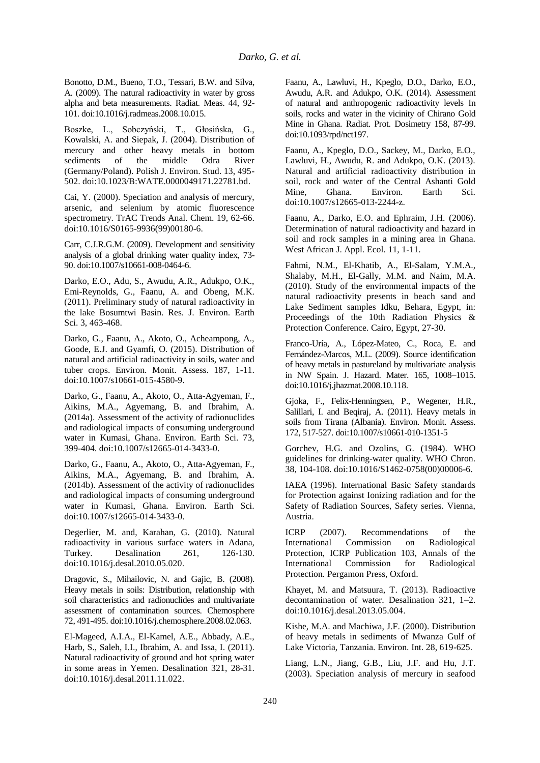Bonotto, D.M., Bueno, T.O., Tessari, B.W. and Silva, A. (2009). The natural radioactivity in water by gross alpha and beta measurements. Radiat. Meas. 44, 92-101. doi:10.1016/j.radmeas.2008.10.015.

Boszke, L., Sobczyński, T., Głosińska, G., Kowalski, A. and Siepak, J. (2004). Distribution of mercury and other heavy metals in bottom sediments of the middle Odra River (Germany/Poland). Polish J. Environ. Stud. 13, 495-502. doi:10.1023/B:WATE.0000049171.22781.bd.

Cai, Y. (2000). Speciation and analysis of mercury, arsenic, and selenium by atomic fluorescence spectrometry. TrAC Trends Anal. Chem. 19, 62-66. doi:10.1016/S0165-9936(99)00180-6.

Carr, C.J.R.G.M. (2009). Development and sensitivity analysis of a global drinking water quality index, 73-90. doi:10.1007/s10661-008-0464-6.

Darko, E.O., Adu, S., Awudu, A.R., Adukpo, O.K., Emi-Reynolds, G., Faanu, A. and Obeng, M.K. (2011). Preliminary study of natural radioactivity in the lake Bosumtwi Basin. Res. J. Environ. Earth Sci. 3, 463-468.

Darko, G., Faanu, A., Akoto, O., Acheampong, A., Goode, E.J. and Gyamfi, O. (2015). Distribution of natural and artificial radioactivity in soils, water and tuber crops. Environ. Monit. Assess. 187, 1-11. doi:10.1007/s10661-015-4580-9.

Darko, G., Faanu, A., Akoto, O., Atta-Agyeman, F., Aikins, M.A., Agyemang, B. and Ibrahim, A. (2014a). Assessment of the activity of radionuclides and radiological impacts of consuming underground water in Kumasi, Ghana. Environ. Earth Sci. 73, 399-404. doi:10.1007/s12665-014-3433-0.

Darko, G., Faanu, A., Akoto, O., Atta-Agyeman, F., Aikins, M.A., Agyemang, B. and Ibrahim, A. (2014b). Assessment of the activity of radionuclides and radiological impacts of consuming underground water in Kumasi, Ghana. Environ. Earth Sci. doi:10.1007/s12665-014-3433-0.

Degerlier, M. and, Karahan, G. (2010). Natural radioactivity in various surface waters in Adana, Turkey. Desalination 261, 126-130. doi:10.1016/j.desal.2010.05.020.

Dragovic, S., Mihailovic, N. and Gajic, B. (2008). Heavy metals in soils: Distribution, relationship with soil characteristics and radionuclides and multivariate assessment of contamination sources. Chemosphere 72, 491-495. doi:10.1016/j.chemosphere.2008.02.063.

El-Mageed, A.I.A., El-Kamel, A.E., Abbady, A.E., Harb, S., Saleh, I.I., Ibrahim, A. and Issa, I. (2011). Natural radioactivity of ground and hot spring water in some areas in Yemen. Desalination 321, 28-31. doi:10.1016/j.desal.2011.11.022.

Faanu, A., Lawluvi, H., Kpeglo, D.O., Darko, E.O., Awudu, A.R. and Adukpo, O.K. (2014). Assessment of natural and anthropogenic radioactivity levels In soils, rocks and water in the vicinity of Chirano Gold Mine in Ghana. Radiat. Prot. Dosimetry 158, 87-99. doi:10.1093/rpd/nct197.

Faanu, A., Kpeglo, D.O., Sackey, M., Darko, E.O., Lawluvi, H., Awudu, R. and Adukpo, O.K. (2013). Natural and artificial radioactivity distribution in soil, rock and water of the Central Ashanti Gold Mine, Ghana. Environ. Earth Sci. doi:10.1007/s12665-013-2244-z.

Faanu, A., Darko, E.O. and Ephraim, J.H. (2006). Determination of natural radioactivity and hazard in soil and rock samples in a mining area in Ghana. West African J. Appl. Ecol. 11, 1-11.

Fahmi, N.M., El-Khatib, A., El-Salam, Y.M.A., Shalaby, M.H., El-Gally, M.M. and Naim, M.A. (2010). Study of the environmental impacts of the natural radioactivity presents in beach sand and Lake Sediment samples Idku, Behara, Egypt, in: Proceedings of the 10th Radiation Physics & Protection Conference. Cairo, Egypt, 27-30.

Franco-Uría, A., López-Mateo, C., Roca, E. and Fernández-Marcos, M.L. (2009). Source identification of heavy metals in pastureland by multivariate analysis in NW Spain. J. Hazard. Mater. 165, 1008–1015. doi:10.1016/j.jhazmat.2008.10.118.

Gjoka, F., Felix-Henningsen, P., Wegener, H.R., Salillari, I. and Beqiraj, A. (2011). Heavy metals in soils from Tirana (Albania). Environ. Monit. Assess. 172, 517-527. doi:10.1007/s10661-010-1351-5

Gorchev, H.G. and Ozolins, G. (1984). WHO guidelines for drinking-water quality. WHO Chron. 38, 104-108. doi:10.1016/S1462-0758(00)00006-6.

IAEA (1996). International Basic Safety standards for Protection against Ionizing radiation and for the Safety of Radiation Sources, Safety series. Vienna, Austria.

ICRP (2007). Recommendations of the International Commission on Radiological Protection, ICRP Publication 103, Annals of the International Commission for Radiological Protection. Pergamon Press, Oxford.

Khayet, M. and Matsuura, T. (2013). Radioactive decontamination of water. Desalination 321, 1–2. doi:10.1016/j.desal.2013.05.004.

Kishe, M.A. and Machiwa, J.F. (2000). Distribution of heavy metals in sediments of Mwanza Gulf of Lake Victoria, Tanzania. Environ. Int. 28, 619-625.

Liang, L.N., Jiang, G.B., Liu, J.F. and Hu, J.T. (2003). Speciation analysis of mercury in seafood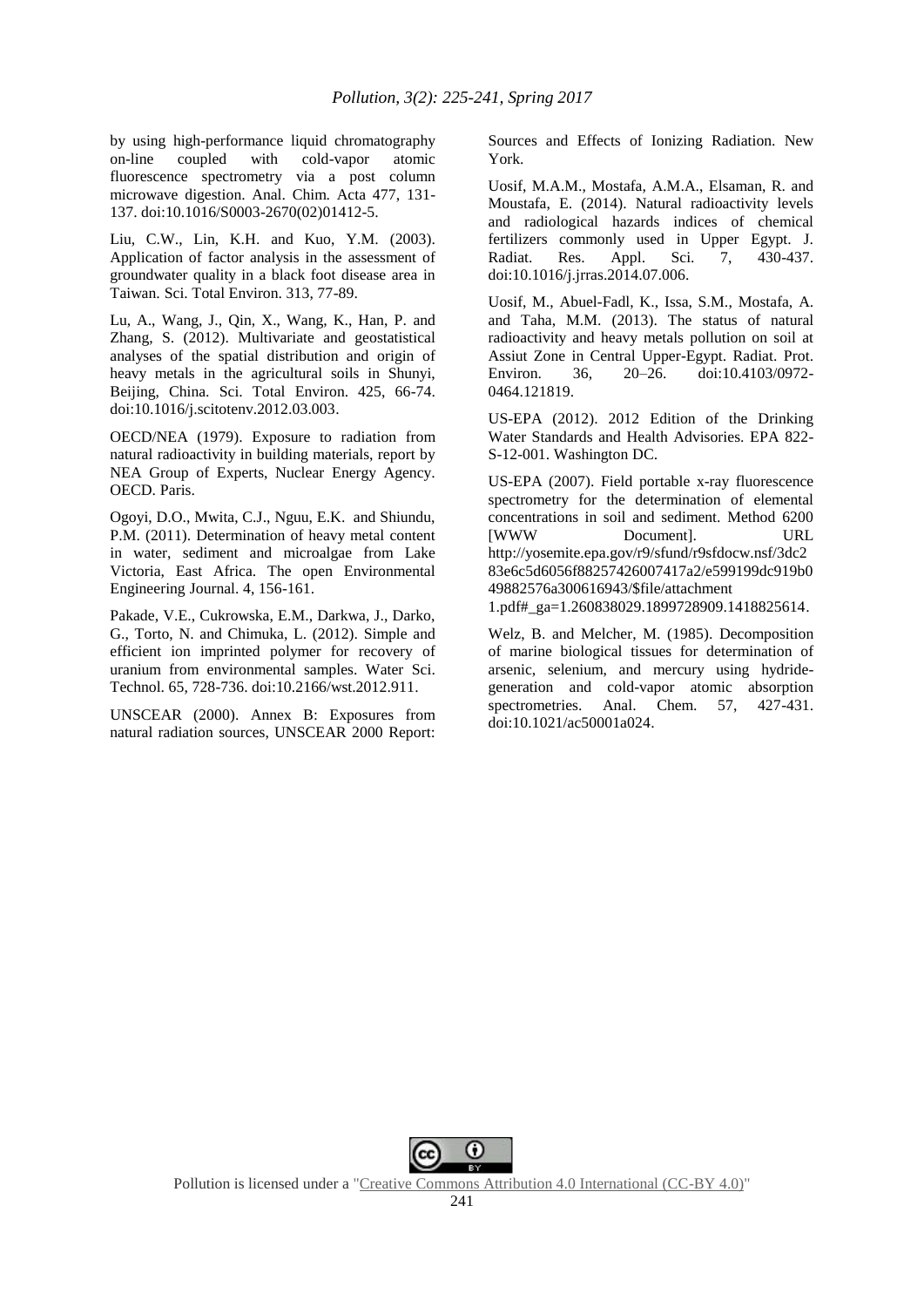by using high-performance liquid chromatography on-line coupled with cold-vapor atomic fluorescence spectrometry via a post column microwave digestion. Anal. Chim. Acta 477, 131-137. doi:10.1016/S0003-2670(02)01412-5.

Liu, C.W., Lin, K.H. and Kuo, Y.M. (2003). Application of factor analysis in the assessment of groundwater quality in a black foot disease area in Taiwan. Sci. Total Environ. 313, 77-89.

Lu, A., Wang, J., Qin, X., Wang, K., Han, P. and Zhang, S. (2012). Multivariate and geostatistical analyses of the spatial distribution and origin of heavy metals in the agricultural soils in Shunyi, Beijing, China. Sci. Total Environ. 425, 66-74. doi:10.1016/j.scitotenv.2012.03.003.

OECD/NEA (1979). Exposure to radiation from natural radioactivity in building materials, report by NEA Group of Experts, Nuclear Energy Agency. OECD. Paris.

Ogoyi, D.O., Mwita, C.J., Nguu, E.K. and Shiundu, P.M. (2011). Determination of heavy metal content in water, sediment and microalgae from Lake Victoria, East Africa. The open Environmental Engineering Journal. 4, 156-161.

Pakade, V.E., Cukrowska, E.M., Darkwa, J., Darko, G., Torto, N. and Chimuka, L. (2012). Simple and efficient ion imprinted polymer for recovery of uranium from environmental samples. Water Sci. Technol. 65, 728-736. doi:10.2166/wst.2012.911.

UNSCEAR (2000). Annex B: Exposures from natural radiation sources, UNSCEAR 2000 Report: Sources and Effects of Ionizing Radiation. New York.

Uosif, M.A.M., Mostafa, A.M.A., Elsaman, R. and Moustafa, E. (2014). Natural radioactivity levels and radiological hazards indices of chemical fertilizers commonly used in Upper Egypt. J. Radiat. Res. Appl. Sci. 7, 430-437. doi:10.1016/j.jrras.2014.07.006.

Uosif, M., Abuel-Fadl, K., Issa, S.M., Mostafa, A. and Taha, M.M. (2013). The status of natural radioactivity and heavy metals pollution on soil at Assiut Zone in Central Upper-Egypt. Radiat. Prot. Environ. 36, 20–26. doi:10.4103/0972-0464.121819.

US-EPA (2012). 2012 Edition of the Drinking Water Standards and Health Advisories. EPA 822-S-12-001. Washington DC.

US-EPA (2007). Field portable x-ray fluorescence spectrometry for the determination of elemental concentrations in soil and sediment. Method 6200 [WWW Document]. URL http://yosemite.epa.gov/r9/sfund/r9sfdocw.nsf/3dc283e6c5d6056f88257426007417a2/e599199dc919b049882576a300616943/$file/attachment1.pdf#_ga=1.260838029.1899728909.1418825614.

Welz, B. and Melcher, M. (1985). Decomposition of marine biological tissues for determination of arsenic, selenium, and mercury using hydride-generation and cold-vapor atomic absorption spectrometries. Anal. Chem. 57, 427-431. doi:10.1021/ac50001a024.

Pollution is licensed under a "Creative Commons Attribution 4.0 International (CC-BY 4.0)"